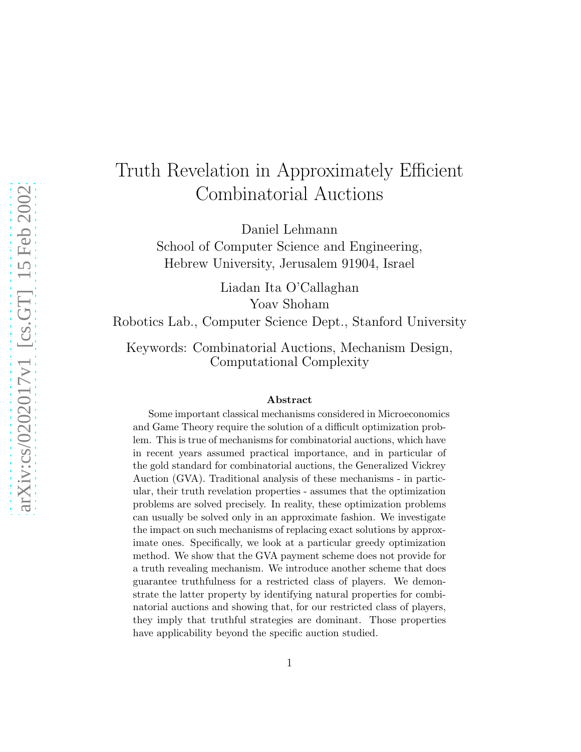# Truth Revelation in Approximately Efficient Combinatorial Auctions

Daniel Lehmann
School of Computer Science and Engineering,
Hebrew University, Jerusalem 91904, Israel

Liadan Ita O'Callaghan
Yoav Shoham
Robotics Lab., Computer Science Dept., Stanford University

Keywords: Combinatorial Auctions, Mechanism Design, Computational Complexity

**Abstract**

Some important classical mechanisms considered in Microeconomics and Game Theory require the solution of a difficult optimization problem. This is true of mechanisms for combinatorial auctions, which have in recent years assumed practical importance, and in particular of the gold standard for combinatorial auctions, the Generalized Vickrey Auction (GVA). Traditional analysis of these mechanisms - in particular, their truth revelation properties - assumes that the optimization problems are solved precisely. In reality, these optimization problems can usually be solved only in an approximate fashion. We investigate the impact on such mechanisms of replacing exact solutions by approximate ones. Specifically, we look at a particular greedy optimization method. We show that the GVA payment scheme does not provide for a truth revealing mechanism. We introduce another scheme that does guarantee truthfulness for a restricted class of players. We demonstrate the latter property by identifying natural properties for combinatorial auctions and showing that, for our restricted class of players, they imply that truthful strategies are dominant. Those properties have applicability beyond the specific auction studied.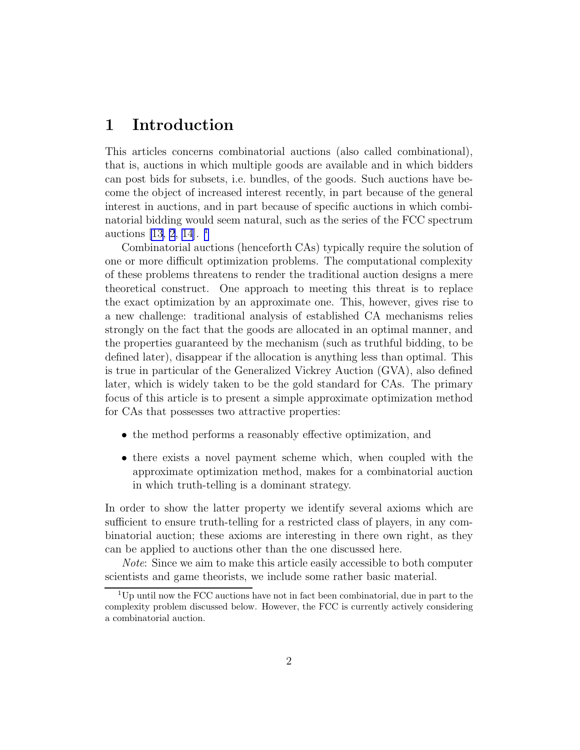# 1 Introduction

This articles concerns combinatorial auctions (also called combinational), that is, auctions in which multiple goods are available and in which bidders can post bids for subsets, i.e. bundles, of the goods. Such auctions have become the object of increased interest recently, in part because of the general interest in auctions, and in part because of specific auctions in which combinatorial bidding would seem natural, such as the series of the FCC spectrum auctions [13, 2, 14]. [1]

Combinatorial auctions (henceforth CAs) typically require the solution of one or more difficult optimization problems. The computational complexity of these problems threatens to render the traditional auction designs a mere theoretical construct. One approach to meeting this threat is to replace the exact optimization by an approximate one. This, however, gives rise to a new challenge: traditional analysis of established CA mechanisms relies strongly on the fact that the goods are allocated in an optimal manner, and the properties guaranteed by the mechanism (such as truthful bidding, to be defined later), disappear if the allocation is anything less than optimal. This is true in particular of the Generalized Vickrey Auction (GVA), also defined later, which is widely taken to be the gold standard for CAs. The primary focus of this article is to present a simple approximate optimization method for CAs that possesses two attractive properties:

- the method performs a reasonably effective optimization, and
- there exists a novel payment scheme which, when coupled with the approximate optimization method, makes for a combinatorial auction in which truth-telling is a dominant strategy.

In order to show the latter property we identify several axioms which are sufficient to ensure truth-telling for a restricted class of players, in any combinatorial auction; these axioms are interesting in there own right, as they can be applied to auctions other than the one discussed here.

*Note*: Since we aim to make this article easily accessible to both computer scientists and game theorists, we include some rather basic material.

[1] Up until now the FCC auctions have not in fact been combinatorial, due in part to the complexity problem discussed below. However, the FCC is currently actively considering a combinatorial auction.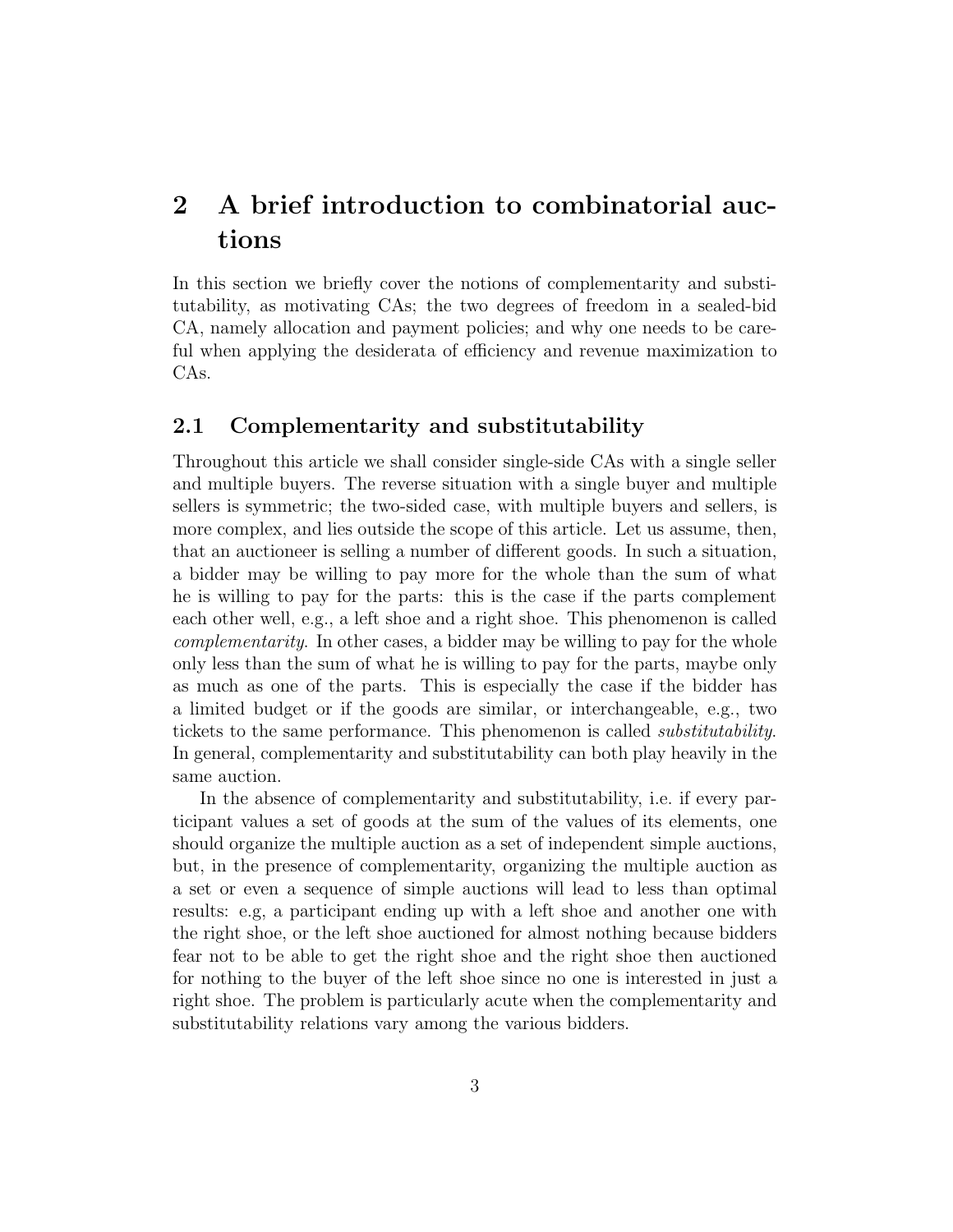# 2 A brief introduction to combinatorial auctions

In this section we briefly cover the notions of complementarity and substitutability, as motivating CAs; the two degrees of freedom in a sealed-bid CA, namely allocation and payment policies; and why one needs to be careful when applying the desiderata of efficiency and revenue maximization to CAs.

## 2.1 Complementarity and substitutability

Throughout this article we shall consider single-side CAs with a single seller and multiple buyers. The reverse situation with a single buyer and multiple sellers is symmetric; the two-sided case, with multiple buyers and sellers, is more complex, and lies outside the scope of this article. Let us assume, then, that an auctioneer is selling a number of different goods. In such a situation, a bidder may be willing to pay more for the whole than the sum of what he is willing to pay for the parts: this is the case if the parts complement each other well, e.g., a left shoe and a right shoe. This phenomenon is called *complementarity*. In other cases, a bidder may be willing to pay for the whole only less than the sum of what he is willing to pay for the parts, maybe only as much as one of the parts. This is especially the case if the bidder has a limited budget or if the goods are similar, or interchangeable, e.g., two tickets to the same performance. This phenomenon is called *substitutability*. In general, complementarity and substitutability can both play heavily in the same auction.

In the absence of complementarity and substitutability, i.e. if every participant values a set of goods at the sum of the values of its elements, one should organize the multiple auction as a set of independent simple auctions, but, in the presence of complementarity, organizing the multiple auction as a set or even a sequence of simple auctions will lead to less than optimal results: e.g, a participant ending up with a left shoe and another one with the right shoe, or the left shoe auctioned for almost nothing because bidders fear not to be able to get the right shoe and the right shoe then auctioned for nothing to the buyer of the left shoe since no one is interested in just a right shoe. The problem is particularly acute when the complementarity and substitutability relations vary among the various bidders.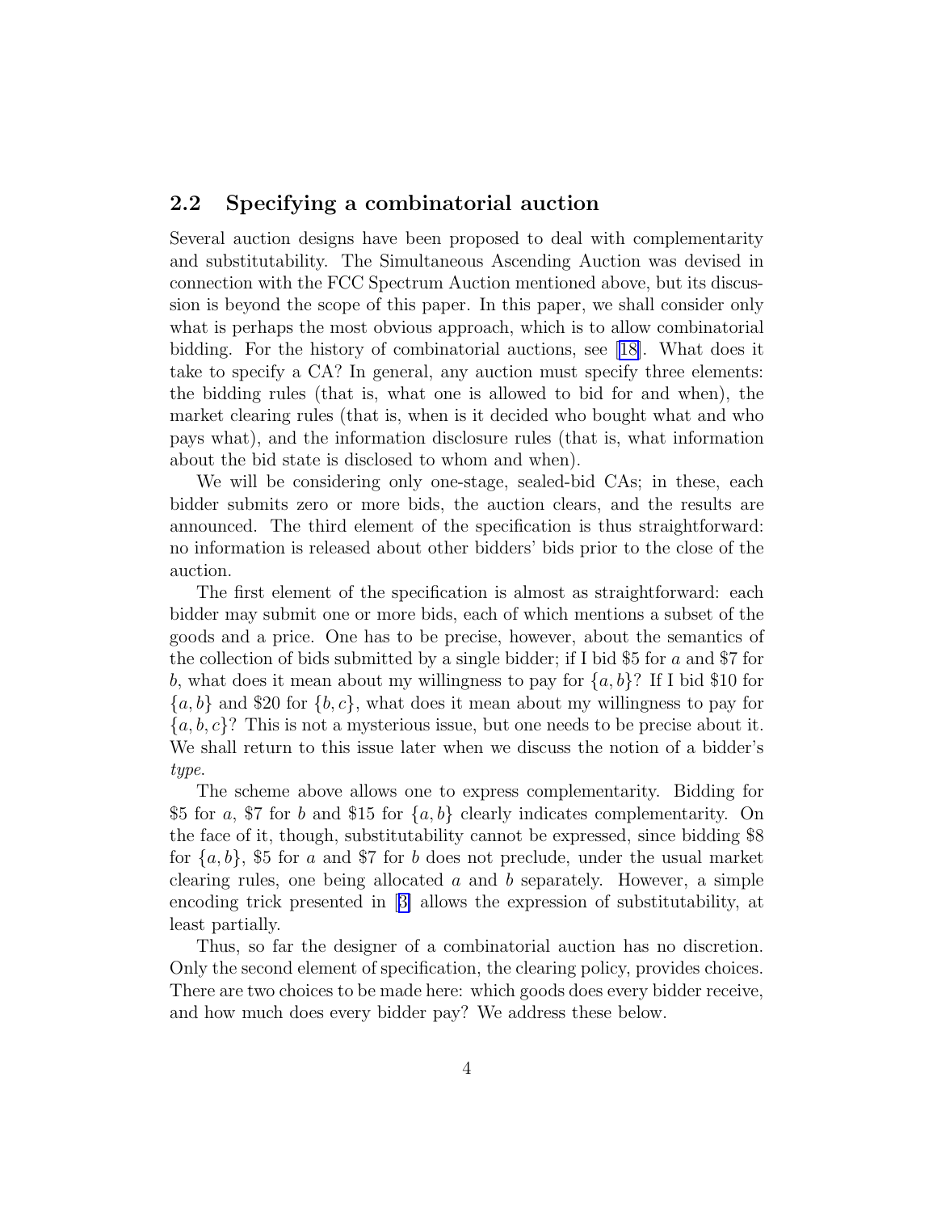## 2.2 Specifying a combinatorial auction

Several auction designs have been proposed to deal with complementarity and substitutability. The Simultaneous Ascending Auction was devised in connection with the FCC Spectrum Auction mentioned above, but its discussion is beyond the scope of this paper. In this paper, we shall consider only what is perhaps the most obvious approach, which is to allow combinatorial bidding. For the history of combinatorial auctions, see [18]. What does it take to specify a CA? In general, any auction must specify three elements: the bidding rules (that is, what one is allowed to bid for and when), the market clearing rules (that is, when is it decided who bought what and who pays what), and the information disclosure rules (that is, what information about the bid state is disclosed to whom and when).

We will be considering only one-stage, sealed-bid CAs; in these, each bidder submits zero or more bids, the auction clears, and the results are announced. The third element of the specification is thus straightforward: no information is released about other bidders' bids prior to the close of the auction.

The first element of the specification is almost as straightforward: each bidder may submit one or more bids, each of which mentions a subset of the goods and a price. One has to be precise, however, about the semantics of the collection of bids submitted by a single bidder; if I bid \$5 for $a$ and \$7 for $b$, what does it mean about my willingness to pay for $\{a, b\}$? If I bid \$10 for $\{a, b\}$ and \$20 for $\{b, c\}$, what does it mean about my willingness to pay for $\{a, b, c\}$? This is not a mysterious issue, but one needs to be precise about it. We shall return to this issue later when we discuss the notion of a bidder's *type*.

The scheme above allows one to express complementarity. Bidding for \$5 for $a$, \$7 for $b$ and \$15 for $\{a, b\}$ clearly indicates complementarity. On the face of it, though, substitutability cannot be expressed, since bidding \$8 for $\{a, b\}$, \$5 for $a$ and \$7 for $b$ does not preclude, under the usual market clearing rules, one being allocated $a$ and $b$ separately. However, a simple encoding trick presented in [3] allows the expression of substitutability, at least partially.

Thus, so far the designer of a combinatorial auction has no discretion. Only the second element of specification, the clearing policy, provides choices. There are two choices to be made here: which goods does every bidder receive, and how much does every bidder pay? We address these below.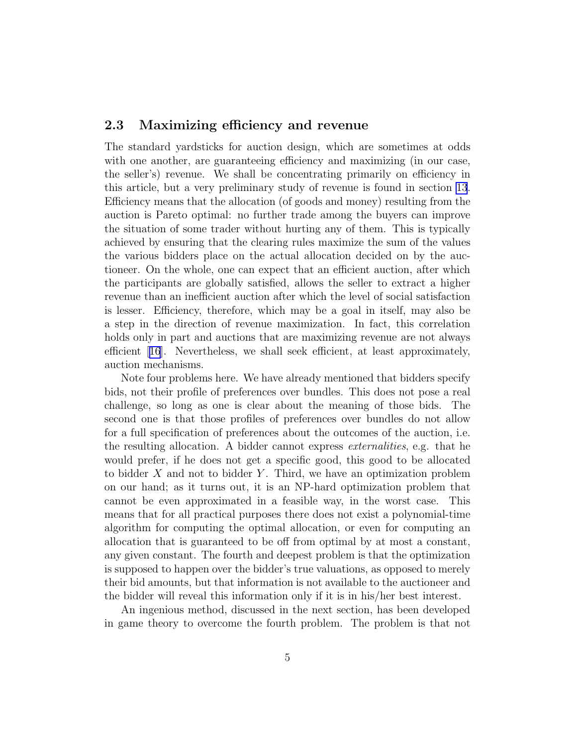### 2.3 Maximizing efficiency and revenue

The standard yardsticks for auction design, which are sometimes at odds with one another, are guaranteeing efficiency and maximizing (in our case, the seller's) revenue. We shall be concentrating primarily on efficiency in this article, but a very preliminary study of revenue is found in section 13. Efficiency means that the allocation (of goods and money) resulting from the auction is Pareto optimal: no further trade among the buyers can improve the situation of some trader without hurting any of them. This is typically achieved by ensuring that the clearing rules maximize the sum of the values the various bidders place on the actual allocation decided on by the auctioneer. On the whole, one can expect that an efficient auction, after which the participants are globally satisfied, allows the seller to extract a higher revenue than an inefficient auction after which the level of social satisfaction is lesser. Efficiency, therefore, which may be a goal in itself, may also be a step in the direction of revenue maximization. In fact, this correlation holds only in part and auctions that are maximizing revenue are not always efficient [16]. Nevertheless, we shall seek efficient, at least approximately, auction mechanisms.

Note four problems here. We have already mentioned that bidders specify bids, not their profile of preferences over bundles. This does not pose a real challenge, so long as one is clear about the meaning of those bids. The second one is that those profiles of preferences over bundles do not allow for a full specification of preferences about the outcomes of the auction, i.e. the resulting allocation. A bidder cannot express *externalities*, e.g. that he would prefer, if he does not get a specific good, this good to be allocated to bidder $X$ and not to bidder $Y$. Third, we have an optimization problem on our hand; as it turns out, it is an NP-hard optimization problem that cannot be even approximated in a feasible way, in the worst case. This means that for all practical purposes there does not exist a polynomial-time algorithm for computing the optimal allocation, or even for computing an allocation that is guaranteed to be off from optimal by at most a constant, any given constant. The fourth and deepest problem is that the optimization is supposed to happen over the bidder's true valuations, as opposed to merely their bid amounts, but that information is not available to the auctioneer and the bidder will reveal this information only if it is in his/her best interest.

An ingenious method, discussed in the next section, has been developed in game theory to overcome the fourth problem. The problem is that not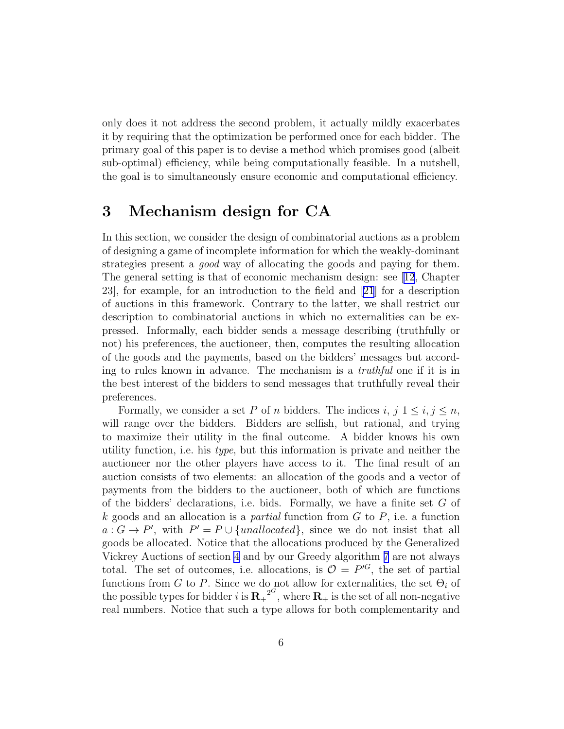only does it not address the second problem, it actually mildly exacerbates it by requiring that the optimization be performed once for each bidder. The primary goal of this paper is to devise a method which promises good (albeit sub-optimal) efficiency, while being computationally feasible. In a nutshell, the goal is to simultaneously ensure economic and computational efficiency.

# 3 Mechanism design for CA

In this section, we consider the design of combinatorial auctions as a problem of designing a game of incomplete information for which the weakly-dominant strategies present a *good* way of allocating the goods and paying for them. The general setting is that of economic mechanism design: see [12, Chapter 23], for example, for an introduction to the field and [21] for a description of auctions in this framework. Contrary to the latter, we shall restrict our description to combinatorial auctions in which no externalities can be expressed. Informally, each bidder sends a message describing (truthfully or not) his preferences, the auctioneer, then, computes the resulting allocation of the goods and the payments, based on the bidders' messages but according to rules known in advance. The mechanism is a *truthful* one if it is in the best interest of the bidders to send messages that truthfully reveal their preferences.

Formally, we consider a set $P$ of $n$ bidders. The indices $i$, $j$ $1 \leq i, j \leq n$, will range over the bidders. Bidders are selfish, but rational, and trying to maximize their utility in the final outcome. A bidder knows his own utility function, i.e. his *type*, but this information is private and neither the auctioneer nor the other players have access to it. The final result of an auction consists of two elements: an allocation of the goods and a vector of payments from the bidders to the auctioneer, both of which are functions of the bidders' declarations, i.e. bids. Formally, we have a finite set $G$ of $k$ goods and an allocation is a *partial* function from $G$ to $P$, i.e. a function $a : G \rightarrow P'$, with $P' = P \cup \{unallocated\}$, since we do not insist that all goods be allocated. Notice that the allocations produced by the Generalized Vickrey Auctions of section 4 and by our Greedy algorithm 7 are not always total. The set of outcomes, i.e. allocations, is $\mathcal{O} = P'^{G}$, the set of partial functions from $G$ to $P$. Since we do not allow for externalities, the set $\Theta_i$ of the possible types for bidder $i$ is ${\mathbf{R}_+}^{2^G}$, where $\mathbf{R}_+$ is the set of all non-negative real numbers. Notice that such a type allows for both complementarity and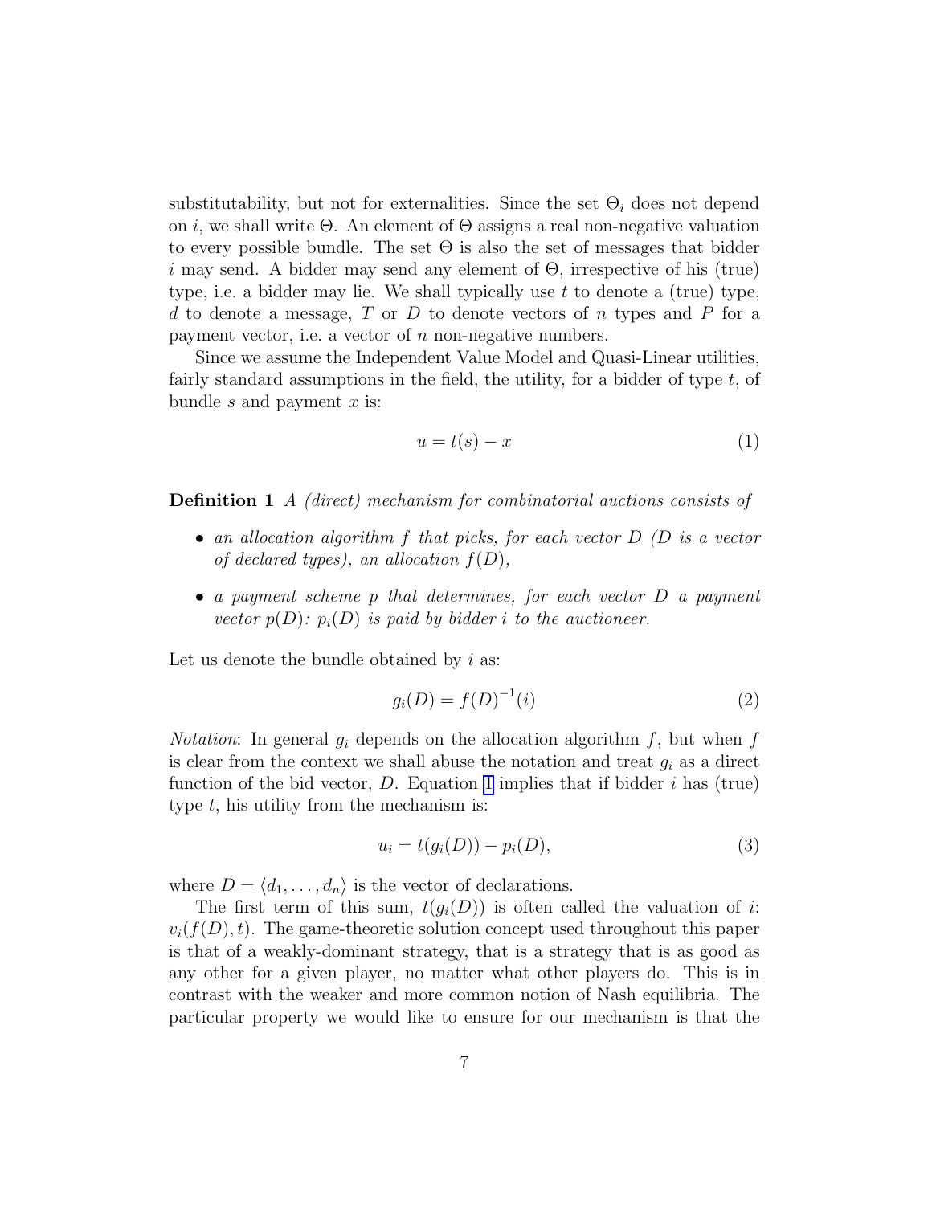substitutability, but not for externalities. Since the set $\Theta_i$ does not depend on $i$, we shall write $\Theta$. An element of $\Theta$ assigns a real non-negative valuation to every possible bundle. The set $\Theta$ is also the set of messages that bidder $i$ may send. A bidder may send any element of $\Theta$, irrespective of his (true) type, i.e. a bidder may lie. We shall typically use $t$ to denote a (true) type, $d$ to denote a message, $T$ or $D$ to denote vectors of $n$ types and $P$ for a payment vector, i.e. a vector of $n$ non-negative numbers.

Since we assume the Independent Value Model and Quasi-Linear utilities, fairly standard assumptions in the field, the utility, for a bidder of type $t$, of bundle $s$ and payment $x$ is:

$$u = t(s) - x \tag{1}$$

**Definition 1** *A (direct) mechanism for combinatorial auctions consists of*

- *an allocation algorithm $f$ that picks, for each vector $D$ ($D$ is a vector of declared types), an allocation $f(D)$,*
- *a payment scheme $p$ that determines, for each vector $D$ a payment vector $p(D)$: $p_i(D)$ is paid by bidder $i$ to the auctioneer.*

Let us denote the bundle obtained by $i$ as:

$$g_i(D) = f(D)^{-1}(i) \tag{2}$$

*Notation*: In general $g_i$ depends on the allocation algorithm $f$, but when $f$ is clear from the context we shall abuse the notation and treat $g_i$ as a direct function of the bid vector, $D$. Equation 1 implies that if bidder $i$ has (true) type $t$, his utility from the mechanism is:

$$u_i = t(g_i(D)) - p_i(D), \tag{3}$$

where $D = \langle d_1, \ldots, d_n \rangle$ is the vector of declarations.

The first term of this sum, $t(g_i(D))$ is often called the valuation of $i$: $v_i(f(D), t)$. The game-theoretic solution concept used throughout this paper is that of a weakly-dominant strategy, that is a strategy that is as good as any other for a given player, no matter what other players do. This is in contrast with the weaker and more common notion of Nash equilibria. The particular property we would like to ensure for our mechanism is that the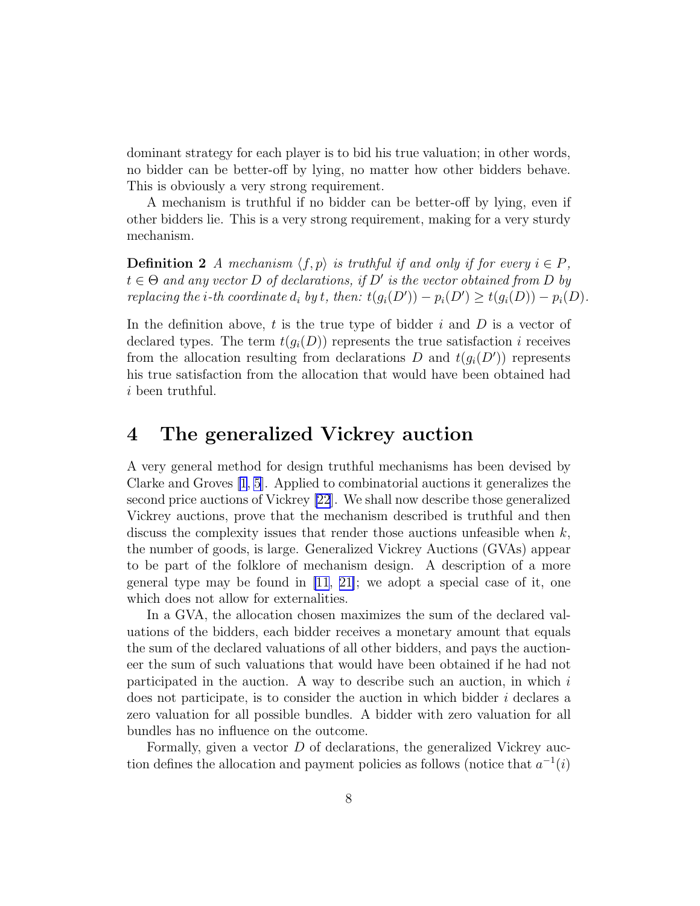dominant strategy for each player is to bid his true valuation; in other words, no bidder can be better-off by lying, no matter how other bidders behave. This is obviously a very strong requirement.

A mechanism is truthful if no bidder can be better-off by lying, even if other bidders lie. This is a very strong requirement, making for a very sturdy mechanism.

**Definition 2** *A mechanism $\langle f, p \rangle$ is truthful if and only if for every $i \in P$, $t \in \Theta$ and any vector $D$ of declarations, if $D'$ is the vector obtained from $D$ by replacing the $i$-th coordinate $d_i$ by $t$, then: $t(g_i(D')) - p_i(D') \geq t(g_i(D)) - p_i(D)$.*

In the definition above, $t$ is the true type of bidder $i$ and $D$ is a vector of declared types. The term $t(g_i(D))$ represents the true satisfaction $i$ receives from the allocation resulting from declarations $D$ and $t(g_i(D'))$ represents his true satisfaction from the allocation that would have been obtained had $i$ been truthful.

# 4 The generalized Vickrey auction

A very general method for design truthful mechanisms has been devised by Clarke and Groves [1, 5]. Applied to combinatorial auctions it generalizes the second price auctions of Vickrey [22]. We shall now describe those generalized Vickrey auctions, prove that the mechanism described is truthful and then discuss the complexity issues that render those auctions unfeasible when $k$, the number of goods, is large. Generalized Vickrey Auctions (GVAs) appear to be part of the folklore of mechanism design. A description of a more general type may be found in [11, 21]; we adopt a special case of it, one which does not allow for externalities.

In a GVA, the allocation chosen maximizes the sum of the declared valuations of the bidders, each bidder receives a monetary amount that equals the sum of the declared valuations of all other bidders, and pays the auctioneer the sum of such valuations that would have been obtained if he had not participated in the auction. A way to describe such an auction, in which $i$ does not participate, is to consider the auction in which bidder $i$ declares a zero valuation for all possible bundles. A bidder with zero valuation for all bundles has no influence on the outcome.

Formally, given a vector $D$ of declarations, the generalized Vickrey auction defines the allocation and payment policies as follows (notice that $a^{-1}(i)$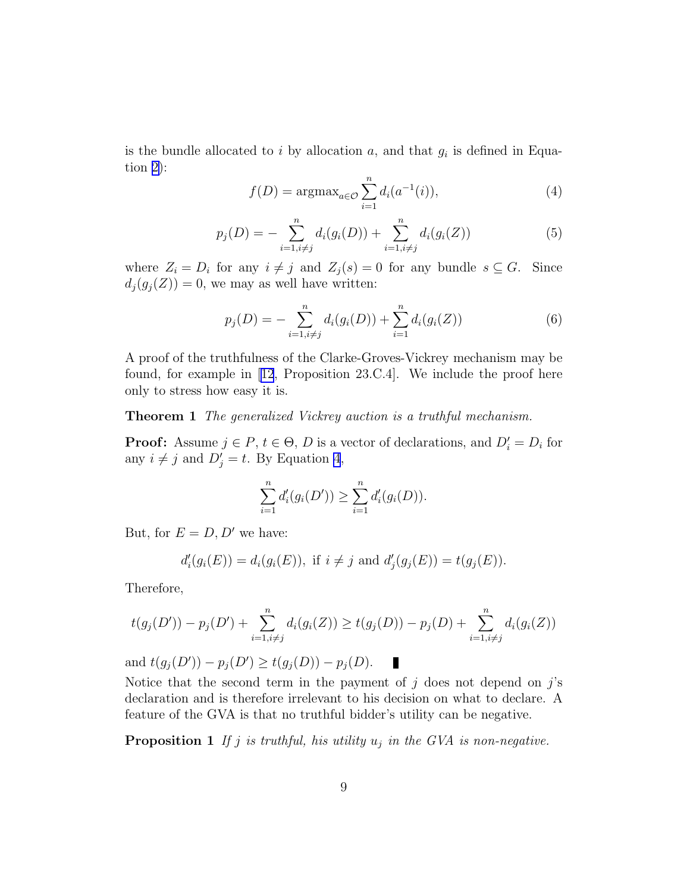is the bundle allocated to $i$ by allocation $a$, and that $g_i$ is defined in Equation 2):

$$f(D) = \text{argmax}_{a \in \mathcal{O}} \sum_{i=1}^{n} d_i(a^{-1}(i)), \tag{4}$$

$$p_j(D) = -\sum_{i=1, i \neq j}^{n} d_i(g_i(D)) + \sum_{i=1, i \neq j}^{n} d_i(g_i(Z)) \tag{5}$$

where $Z_i = D_i$ for any $i \neq j$ and $Z_j(s) = 0$ for any bundle $s \subseteq G$. Since $d_j(g_j(Z)) = 0$, we may as well have written:

$$p_j(D) = -\sum_{i=1, i \neq j}^{n} d_i(g_i(D)) + \sum_{i=1}^{n} d_i(g_i(Z)) \tag{6}$$

A proof of the truthfulness of the Clarke-Groves-Vickrey mechanism may be found, for example in [12, Proposition 23.C.4]. We include the proof here only to stress how easy it is.

**Theorem 1** *The generalized Vickrey auction is a truthful mechanism.*

**Proof:** Assume $j \in P$, $t \in \Theta$, $D$ is a vector of declarations, and $D'_i = D_i$ for any $i \neq j$ and $D'_j = t$. By Equation 4,

$$\sum_{i=1}^{n} d'_i(g_i(D')) \geq \sum_{i=1}^{n} d'_i(g_i(D)).$$

But, for $E = D, D'$ we have:

$$d'_i(g_i(E)) = d_i(g_i(E)), \text{ if } i \neq j \text{ and } d'_j(g_j(E)) = t(g_j(E)).$$

Therefore,

$$t(g_j(D')) - p_j(D') + \sum_{i=1, i \neq j}^{n} d_i(g_i(Z)) \geq t(g_j(D)) - p_j(D) + \sum_{i=1, i \neq j}^{n} d_i(g_i(Z))$$

and $t(g_j(D')) - p_j(D') \geq t(g_j(D)) - p_j(D)$. ∎

Notice that the second term in the payment of $j$ does not depend on $j$'s declaration and is therefore irrelevant to his decision on what to declare. A feature of the GVA is that no truthful bidder's utility can be negative.

**Proposition 1** *If $j$ is truthful, his utility $u_j$ in the GVA is non-negative.*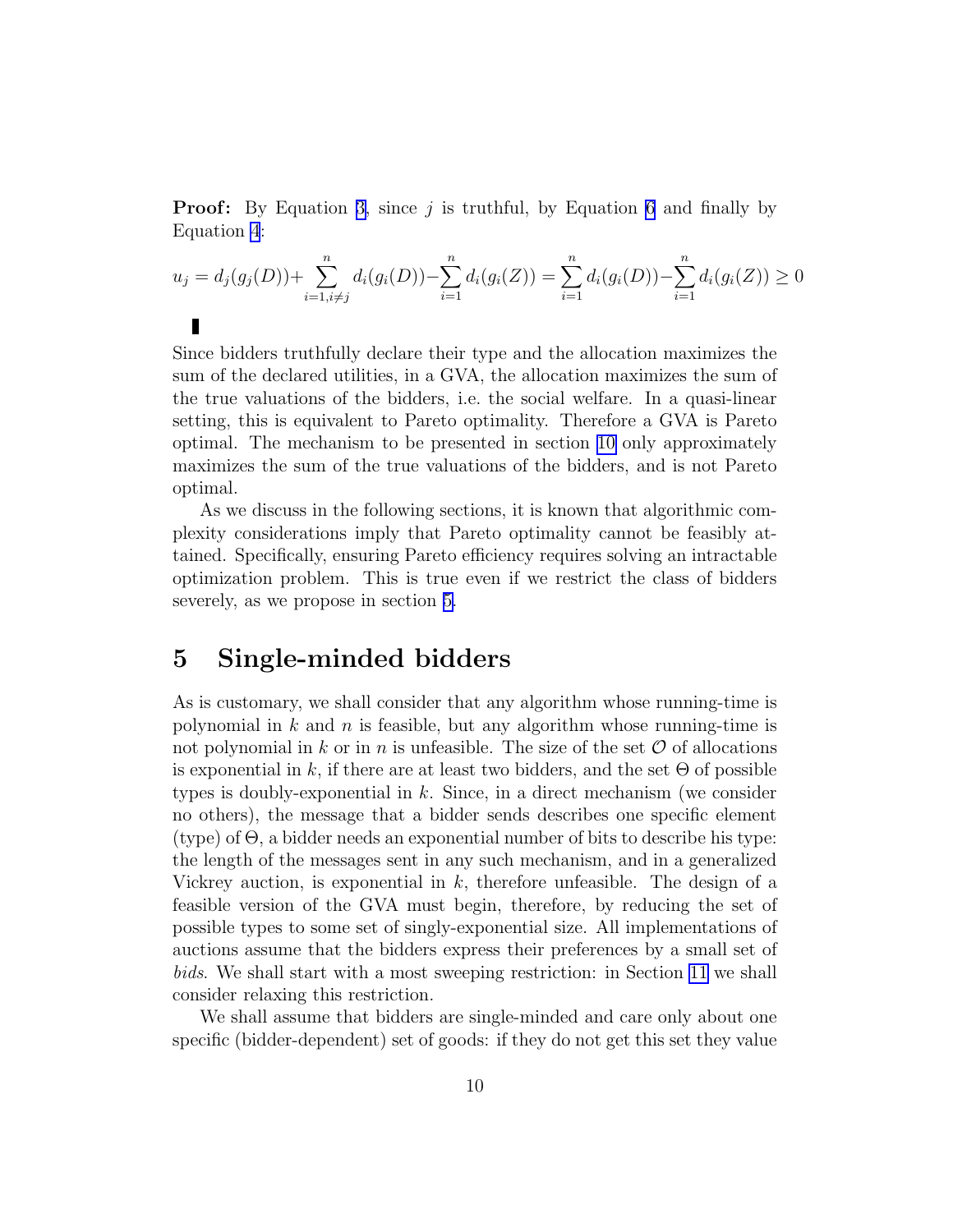**Proof:** By Equation 3, since $j$ is truthful, by Equation 6 and finally by Equation 4:

$$u_j = d_j(g_j(D)) + \sum_{i=1, i\neq j}^{n} d_i(g_i(D)) - \sum_{i=1}^{n} d_i(g_i(Z)) = \sum_{i=1}^{n} d_i(g_i(D)) - \sum_{i=1}^{n} d_i(g_i(Z)) \geq 0$$

■

Since bidders truthfully declare their type and the allocation maximizes the sum of the declared utilities, in a GVA, the allocation maximizes the sum of the true valuations of the bidders, i.e. the social welfare. In a quasi-linear setting, this is equivalent to Pareto optimality. Therefore a GVA is Pareto optimal. The mechanism to be presented in section 10 only approximately maximizes the sum of the true valuations of the bidders, and is not Pareto optimal.

As we discuss in the following sections, it is known that algorithmic complexity considerations imply that Pareto optimality cannot be feasibly attained. Specifically, ensuring Pareto efficiency requires solving an intractable optimization problem. This is true even if we restrict the class of bidders severely, as we propose in section 5.

# 5 Single-minded bidders

As is customary, we shall consider that any algorithm whose running-time is polynomial in $k$ and $n$ is feasible, but any algorithm whose running-time is not polynomial in $k$ or in $n$ is unfeasible. The size of the set $\mathcal{O}$ of allocations is exponential in $k$, if there are at least two bidders, and the set $\Theta$ of possible types is doubly-exponential in $k$. Since, in a direct mechanism (we consider no others), the message that a bidder sends describes one specific element (type) of $\Theta$, a bidder needs an exponential number of bits to describe his type: the length of the messages sent in any such mechanism, and in a generalized Vickrey auction, is exponential in $k$, therefore unfeasible. The design of a feasible version of the GVA must begin, therefore, by reducing the set of possible types to some set of singly-exponential size. All implementations of auctions assume that the bidders express their preferences by a small set of *bids*. We shall start with a most sweeping restriction: in Section 11 we shall consider relaxing this restriction.

We shall assume that bidders are single-minded and care only about one specific (bidder-dependent) set of goods: if they do not get this set they value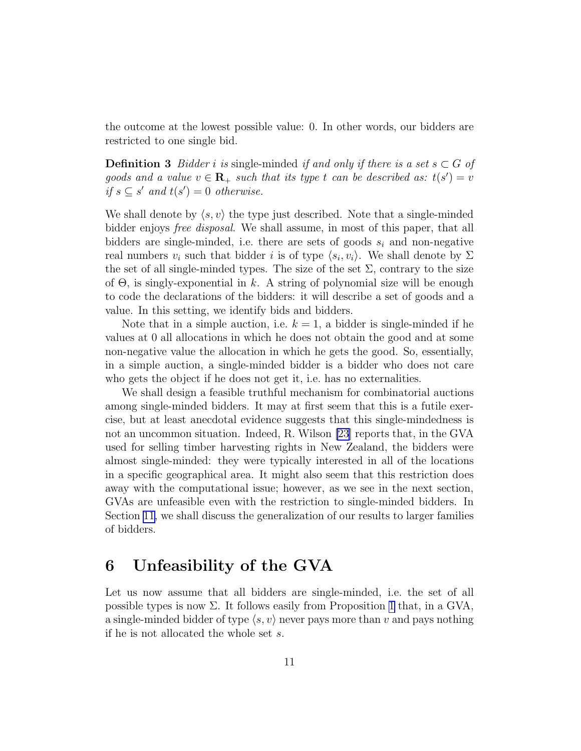the outcome at the lowest possible value: 0. In other words, our bidders are restricted to one single bid.

**Definition 3** *Bidder $i$ is* single-minded *if and only if there is a set $s \subset G$ of goods and a value $v \in \mathbf{R}_+$ such that its type $t$ can be described as: $t(s') = v$ if $s \subseteq s'$ and $t(s') = 0$ otherwise.*

We shall denote by $\langle s, v \rangle$ the type just described. Note that a single-minded bidder enjoys *free disposal*. We shall assume, in most of this paper, that all bidders are single-minded, i.e. there are sets of goods $s_i$ and non-negative real numbers $v_i$ such that bidder $i$ is of type $\langle s_i, v_i \rangle$. We shall denote by $\Sigma$ the set of all single-minded types. The size of the set $\Sigma$, contrary to the size of $\Theta$, is singly-exponential in $k$. A string of polynomial size will be enough to code the declarations of the bidders: it will describe a set of goods and a value. In this setting, we identify bids and bidders.

Note that in a simple auction, i.e. $k = 1$, a bidder is single-minded if he values at 0 all allocations in which he does not obtain the good and at some non-negative value the allocation in which he gets the good. So, essentially, in a simple auction, a single-minded bidder is a bidder who does not care who gets the object if he does not get it, i.e. has no externalities.

We shall design a feasible truthful mechanism for combinatorial auctions among single-minded bidders. It may at first seem that this is a futile exercise, but at least anecdotal evidence suggests that this single-mindedness is not an uncommon situation. Indeed, R. Wilson [23] reports that, in the GVA used for selling timber harvesting rights in New Zealand, the bidders were almost single-minded: they were typically interested in all of the locations in a specific geographical area. It might also seem that this restriction does away with the computational issue; however, as we see in the next section, GVAs are unfeasible even with the restriction to single-minded bidders. In Section 11, we shall discuss the generalization of our results to larger families of bidders.

## 6 Unfeasibility of the GVA

Let us now assume that all bidders are single-minded, i.e. the set of all possible types is now $\Sigma$. It follows easily from Proposition 1 that, in a GVA, a single-minded bidder of type $\langle s, v \rangle$ never pays more than $v$ and pays nothing if he is not allocated the whole set $s$.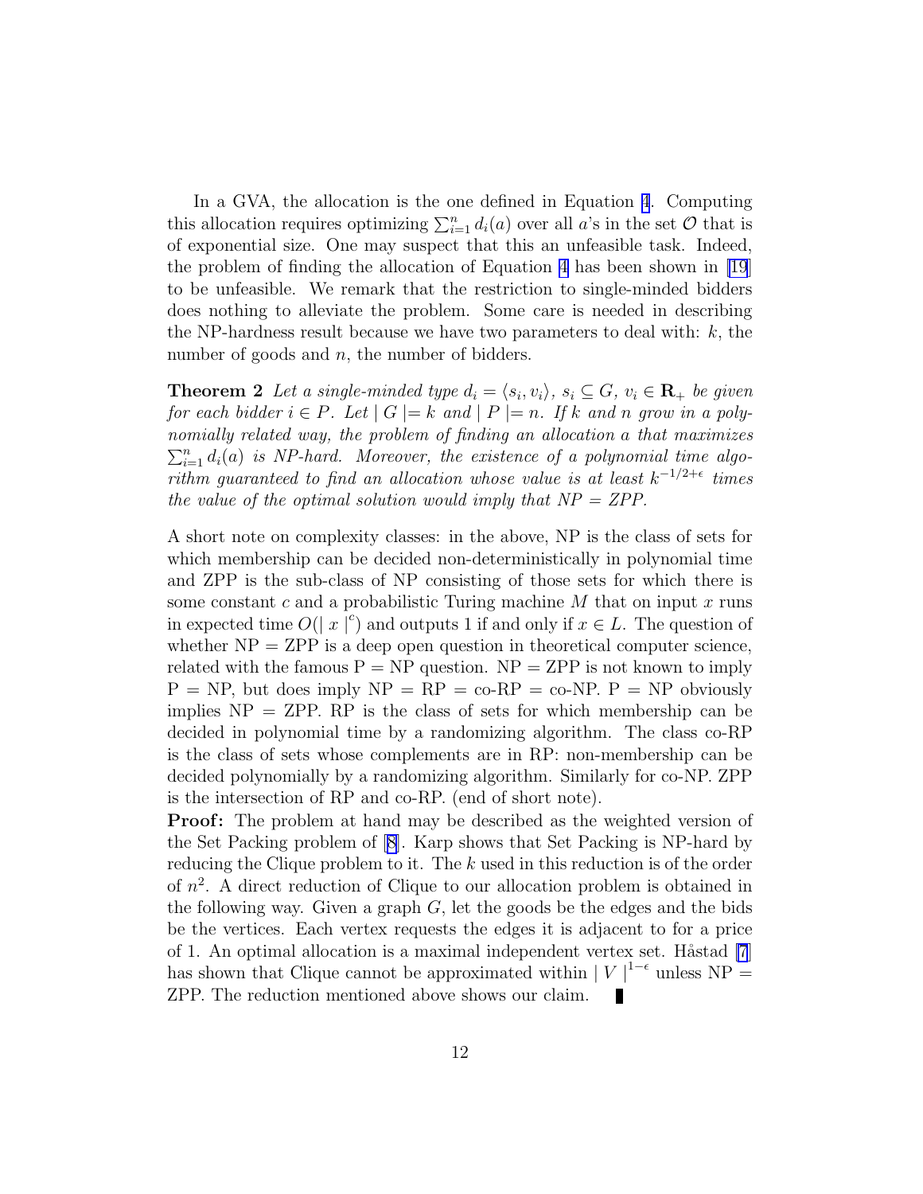In a GVA, the allocation is the one defined in Equation 4. Computing this allocation requires optimizing $\sum_{i=1}^{n} d_i(a)$ over all $a$'s in the set $\mathcal{O}$ that is of exponential size. One may suspect that this an unfeasible task. Indeed, the problem of finding the allocation of Equation 4 has been shown in [19] to be unfeasible. We remark that the restriction to single-minded bidders does nothing to alleviate the problem. Some care is needed in describing the NP-hardness result because we have two parameters to deal with: $k$, the number of goods and $n$, the number of bidders.

**Theorem 2** *Let a single-minded type $d_i = \langle s_i, v_i \rangle$, $s_i \subseteq G$, $v_i \in \mathbf{R}_+$ be given for each bidder $i \in P$. Let $\mid G \mid = k$ and $\mid P \mid = n$. If $k$ and $n$ grow in a polynomially related way, the problem of finding an allocation $a$ that maximizes $\sum_{i=1}^{n} d_i(a)$ is NP-hard. Moreover, the existence of a polynomial time algorithm guaranteed to find an allocation whose value is at least $k^{-1/2+\epsilon}$ times the value of the optimal solution would imply that NP = ZPP.*

A short note on complexity classes: in the above, NP is the class of sets for which membership can be decided non-deterministically in polynomial time and ZPP is the sub-class of NP consisting of those sets for which there is some constant $c$ and a probabilistic Turing machine $M$ that on input $x$ runs in expected time $O(\mid x \mid^c)$ and outputs 1 if and only if $x \in L$. The question of whether NP = ZPP is a deep open question in theoretical computer science, related with the famous P = NP question. NP = ZPP is not known to imply P = NP, but does imply NP = RP = co-RP = co-NP. P = NP obviously implies NP = ZPP. RP is the class of sets for which membership can be decided in polynomial time by a randomizing algorithm. The class co-RP is the class of sets whose complements are in RP: non-membership can be decided polynomially by a randomizing algorithm. Similarly for co-NP. ZPP is the intersection of RP and co-RP. (end of short note).

**Proof:** The problem at hand may be described as the weighted version of the Set Packing problem of [8]. Karp shows that Set Packing is NP-hard by reducing the Clique problem to it. The $k$ used in this reduction is of the order of $n^2$. A direct reduction of Clique to our allocation problem is obtained in the following way. Given a graph $G$, let the goods be the edges and the bids be the vertices. Each vertex requests the edges it is adjacent to for a price of 1. An optimal allocation is a maximal independent vertex set. Håstad [7] has shown that Clique cannot be approximated within $\mid V \mid^{1-\epsilon}$ unless NP = ZPP. The reduction mentioned above shows our claim. ∎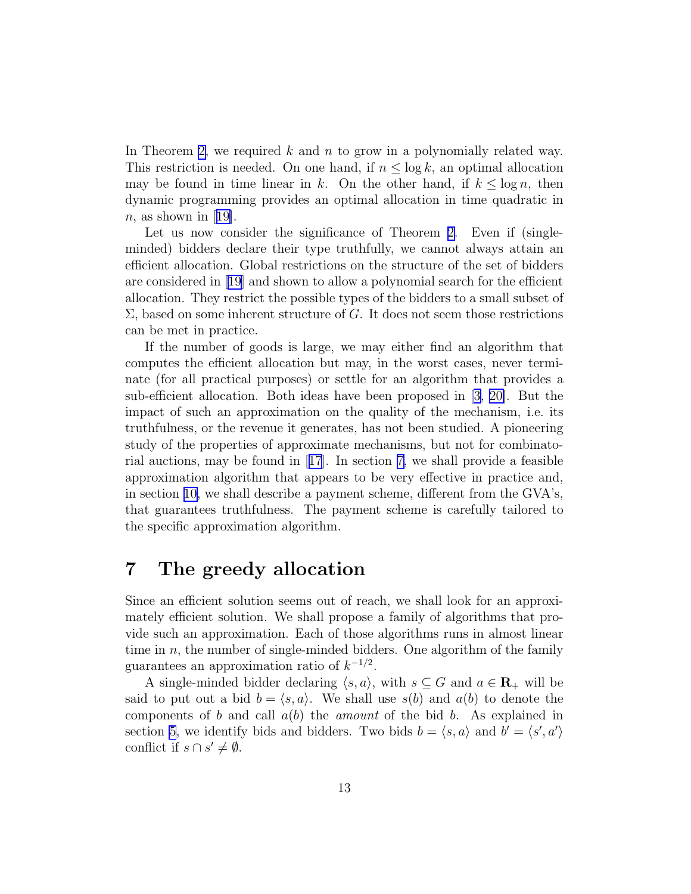In Theorem 2, we required $k$ and $n$ to grow in a polynomially related way. This restriction is needed. On one hand, if $n \leq \log k$, an optimal allocation may be found in time linear in $k$. On the other hand, if $k \leq \log n$, then dynamic programming provides an optimal allocation in time quadratic in $n$, as shown in [19].

Let us now consider the significance of Theorem 2. Even if (single-minded) bidders declare their type truthfully, we cannot always attain an efficient allocation. Global restrictions on the structure of the set of bidders are considered in [19] and shown to allow a polynomial search for the efficient allocation. They restrict the possible types of the bidders to a small subset of $\Sigma$, based on some inherent structure of $G$. It does not seem those restrictions can be met in practice.

If the number of goods is large, we may either find an algorithm that computes the efficient allocation but may, in the worst cases, never terminate (for all practical purposes) or settle for an algorithm that provides a sub-efficient allocation. Both ideas have been proposed in [3, 20]. But the impact of such an approximation on the quality of the mechanism, i.e. its truthfulness, or the revenue it generates, has not been studied. A pioneering study of the properties of approximate mechanisms, but not for combinatorial auctions, may be found in [17]. In section 7, we shall provide a feasible approximation algorithm that appears to be very effective in practice and, in section 10, we shall describe a payment scheme, different from the GVA's, that guarantees truthfulness. The payment scheme is carefully tailored to the specific approximation algorithm.

# 7 The greedy allocation

Since an efficient solution seems out of reach, we shall look for an approximately efficient solution. We shall propose a family of algorithms that provide such an approximation. Each of those algorithms runs in almost linear time in $n$, the number of single-minded bidders. One algorithm of the family guarantees an approximation ratio of $k^{-1/2}$.

A single-minded bidder declaring $\langle s, a \rangle$, with $s \subseteq G$ and $a \in \mathbf{R}_+$ will be said to put out a bid $b = \langle s, a \rangle$. We shall use $s(b)$ and $a(b)$ to denote the components of $b$ and call $a(b)$ the *amount* of the bid $b$. As explained in section 5, we identify bids and bidders. Two bids $b = \langle s, a \rangle$ and $b' = \langle s', a' \rangle$ conflict if $s \cap s' \neq \emptyset$.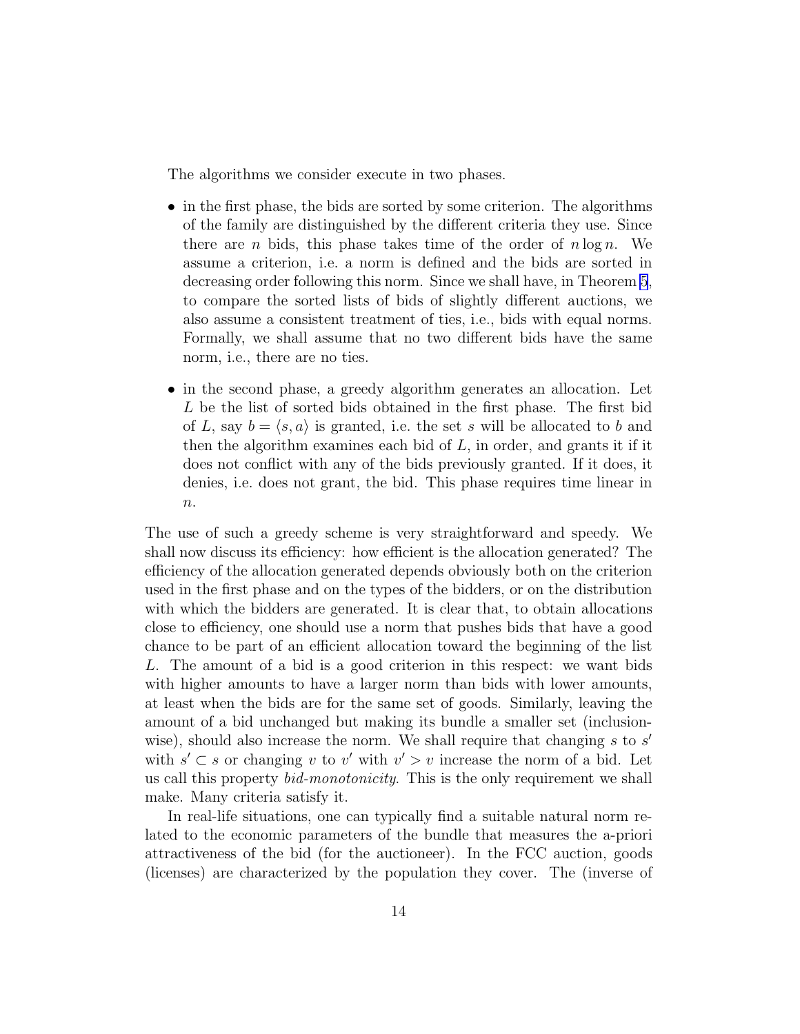The algorithms we consider execute in two phases.

- in the first phase, the bids are sorted by some criterion. The algorithms of the family are distinguished by the different criteria they use. Since there are $n$ bids, this phase takes time of the order of $n \log n$. We assume a criterion, i.e. a norm is defined and the bids are sorted in decreasing order following this norm. Since we shall have, in Theorem 5, to compare the sorted lists of bids of slightly different auctions, we also assume a consistent treatment of ties, i.e., bids with equal norms. Formally, we shall assume that no two different bids have the same norm, i.e., there are no ties.
- in the second phase, a greedy algorithm generates an allocation. Let $L$ be the list of sorted bids obtained in the first phase. The first bid of $L$, say $b = \langle s, a \rangle$ is granted, i.e. the set $s$ will be allocated to $b$ and then the algorithm examines each bid of $L$, in order, and grants it if it does not conflict with any of the bids previously granted. If it does, it denies, i.e. does not grant, the bid. This phase requires time linear in $n$.

The use of such a greedy scheme is very straightforward and speedy. We shall now discuss its efficiency: how efficient is the allocation generated? The efficiency of the allocation generated depends obviously both on the criterion used in the first phase and on the types of the bidders, or on the distribution with which the bidders are generated. It is clear that, to obtain allocations close to efficiency, one should use a norm that pushes bids that have a good chance to be part of an efficient allocation toward the beginning of the list $L$. The amount of a bid is a good criterion in this respect: we want bids with higher amounts to have a larger norm than bids with lower amounts, at least when the bids are for the same set of goods. Similarly, leaving the amount of a bid unchanged but making its bundle a smaller set (inclusion-wise), should also increase the norm. We shall require that changing $s$ to $s'$ with $s' \subset s$ or changing $v$ to $v'$ with $v' > v$ increase the norm of a bid. Let us call this property *bid-monotonicity*. This is the only requirement we shall make. Many criteria satisfy it.

In real-life situations, one can typically find a suitable natural norm related to the economic parameters of the bundle that measures the a-priori attractiveness of the bid (for the auctioneer). In the FCC auction, goods (licenses) are characterized by the population they cover. The (inverse of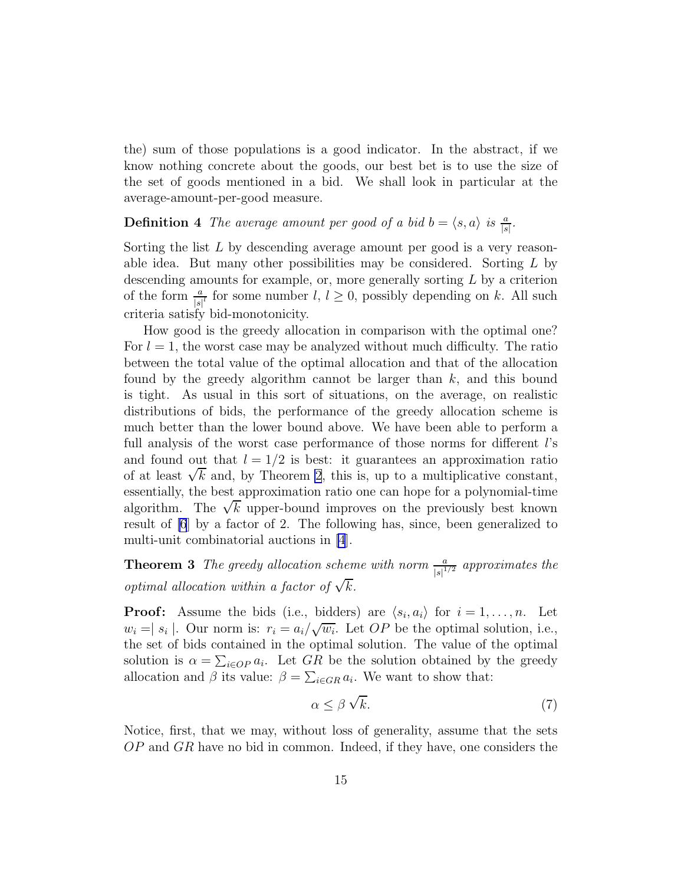the) sum of those populations is a good indicator. In the abstract, if we know nothing concrete about the goods, our best bet is to use the size of the set of goods mentioned in a bid. We shall look in particular at the average-amount-per-good measure.

**Definition 4** *The average amount per good of a bid $b = \langle s, a \rangle$ is $\frac{a}{|s|}$.*

Sorting the list $L$ by descending average amount per good is a very reasonable idea. But many other possibilities may be considered. Sorting $L$ by descending amounts for example, or, more generally sorting $L$ by a criterion of the form $\frac{a}{|s|^l}$ for some number $l$, $l \geq 0$, possibly depending on $k$. All such criteria satisfy bid-monotonicity.

How good is the greedy allocation in comparison with the optimal one? For $l = 1$, the worst case may be analyzed without much difficulty. The ratio between the total value of the optimal allocation and that of the allocation found by the greedy algorithm cannot be larger than $k$, and this bound is tight. As usual in this sort of situations, on the average, on realistic distributions of bids, the performance of the greedy allocation scheme is much better than the lower bound above. We have been able to perform a full analysis of the worst case performance of those norms for different $l$'s and found out that $l = 1/2$ is best: it guarantees an approximation ratio of at least $\sqrt{k}$ and, by Theorem 2, this is, up to a multiplicative constant, essentially, the best approximation ratio one can hope for a polynomial-time algorithm. The $\sqrt{k}$ upper-bound improves on the previously best known result of [6] by a factor of 2. The following has, since, been generalized to multi-unit combinatorial auctions in [4].

**Theorem 3** *The greedy allocation scheme with norm $\frac{a}{|s|^{1/2}}$ approximates the optimal allocation within a factor of $\sqrt{k}$.*

**Proof:** Assume the bids (i.e., bidders) are $\langle s_i, a_i \rangle$ for $i = 1, \ldots, n$. Let $w_i = \mid s_i \mid$. Our norm is: $r_i = a_i / \sqrt{w_i}$. Let $OP$ be the optimal solution, i.e., the set of bids contained in the optimal solution. The value of the optimal solution is $\alpha = \sum_{i \in OP} a_i$. Let $GR$ be the solution obtained by the greedy allocation and $\beta$ its value: $\beta = \sum_{i \in GR} a_i$. We want to show that:

$$\alpha \leq \beta \sqrt{k}. \tag{7}$$

Notice, first, that we may, without loss of generality, assume that the sets $OP$ and $GR$ have no bid in common. Indeed, if they have, one considers the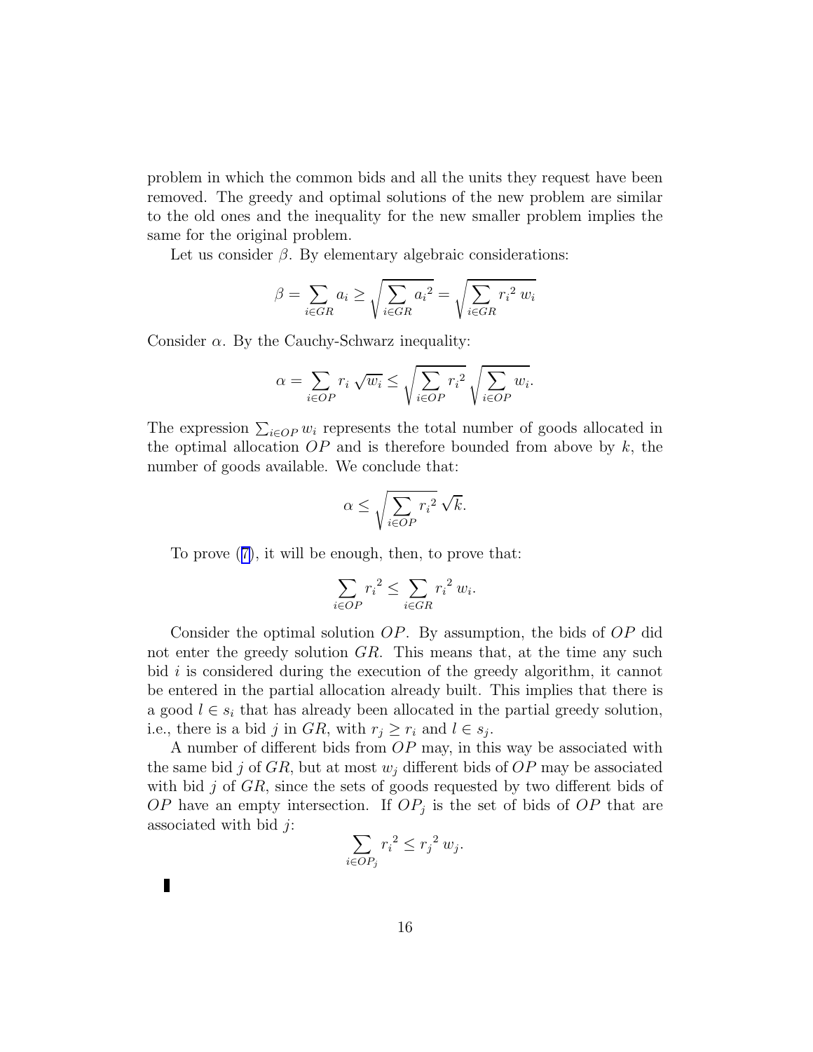problem in which the common bids and all the units they request have been removed. The greedy and optimal solutions of the new problem are similar to the old ones and the inequality for the new smaller problem implies the same for the original problem.

Let us consider $\beta$. By elementary algebraic considerations:

$$\beta = \sum_{i \in GR} a_i \geq \sqrt{\sum_{i \in GR} {a_i}^2} = \sqrt{\sum_{i \in GR} {r_i}^2 \, w_i}$$

Consider $\alpha$. By the Cauchy-Schwarz inequality:

$$\alpha = \sum_{i \in OP} r_i \sqrt{w_i} \leq \sqrt{\sum_{i \in OP} {r_i}^2} \sqrt{\sum_{i \in OP} w_i}.$$

The expression $\sum_{i \in OP} w_i$ represents the total number of goods allocated in the optimal allocation $OP$ and is therefore bounded from above by $k$, the number of goods available. We conclude that:

$$\alpha \leq \sqrt{\sum_{i \in OP} {r_i}^2} \, \sqrt{k}.$$

To prove (7), it will be enough, then, to prove that:

$$\sum_{i \in OP} {r_i}^2 \leq \sum_{i \in GR} {r_i}^2 \, w_i.$$

Consider the optimal solution $OP$. By assumption, the bids of $OP$ did not enter the greedy solution $GR$. This means that, at the time any such bid $i$ is considered during the execution of the greedy algorithm, it cannot be entered in the partial allocation already built. This implies that there is a good $l \in s_i$ that has already been allocated in the partial greedy solution, i.e., there is a bid $j$ in $GR$, with $r_j \geq r_i$ and $l \in s_j$.

A number of different bids from $OP$ may, in this way be associated with the same bid $j$ of $GR$, but at most $w_j$ different bids of $OP$ may be associated with bid $j$ of $GR$, since the sets of goods requested by two different bids of $OP$ have an empty intersection. If $OP_j$ is the set of bids of $OP$ that are associated with bid $j$:

$$\sum_{i \in OP_j} {r_i}^2 \leq {r_j}^2 \, w_j.$$

∎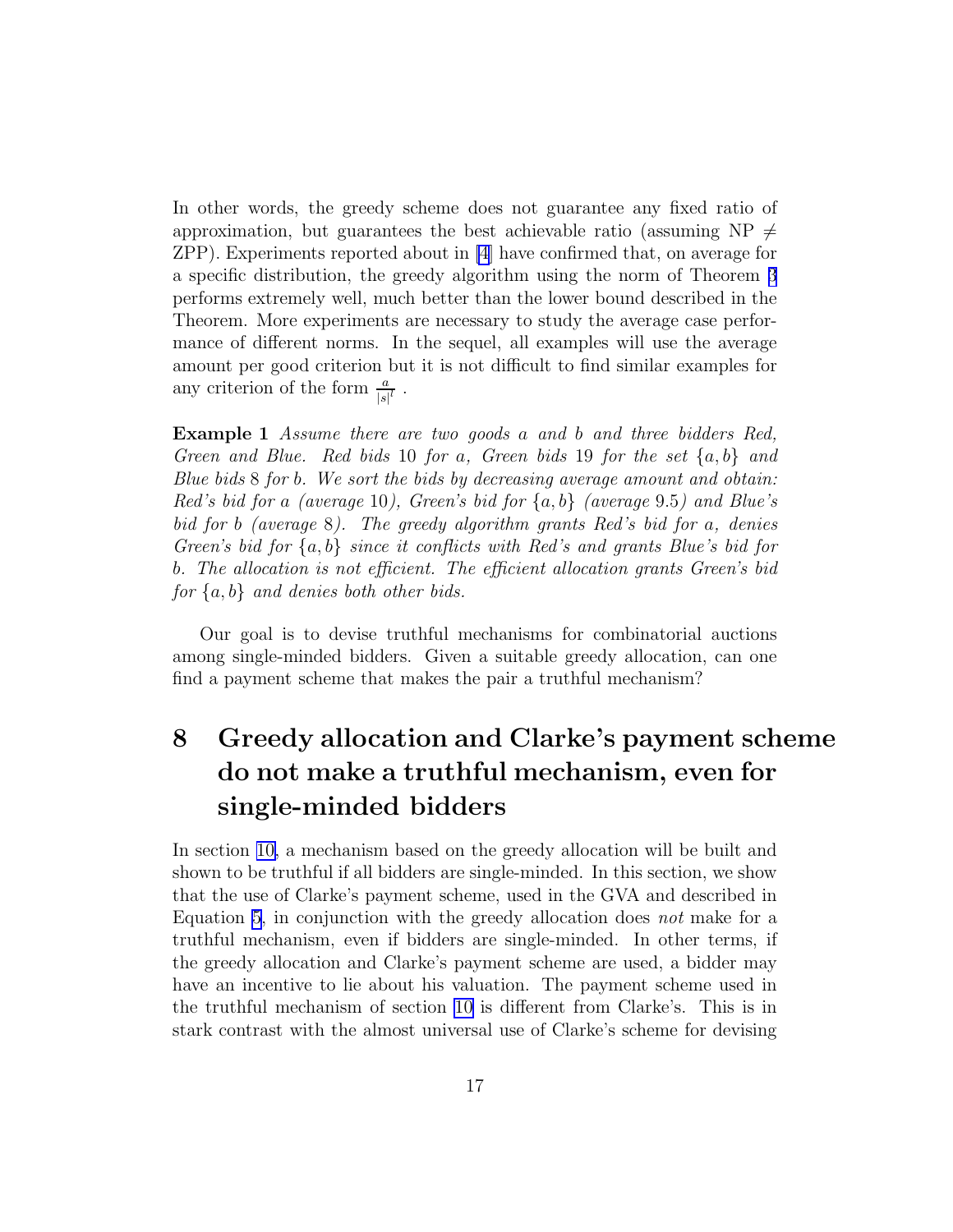In other words, the greedy scheme does not guarantee any fixed ratio of approximation, but guarantees the best achievable ratio (assuming NP $\neq$ ZPP). Experiments reported about in [4] have confirmed that, on average for a specific distribution, the greedy algorithm using the norm of Theorem 3 performs extremely well, much better than the lower bound described in the Theorem. More experiments are necessary to study the average case performance of different norms. In the sequel, all examples will use the average amount per good criterion but it is not difficult to find similar examples for any criterion of the form $\frac{a}{|s|^l}$ .

**Example 1** *Assume there are two goods* $a$ *and* $b$ *and three bidders Red, Green and Blue. Red bids* 10 *for* $a$*, Green bids* 19 *for the set* $\{a, b\}$ *and Blue bids* 8 *for* $b$*. We sort the bids by decreasing average amount and obtain: Red's bid for* $a$ *(average* 10*), Green's bid for* $\{a, b\}$ *(average* 9.5*) and Blue's bid for* $b$ *(average* 8*). The greedy algorithm grants Red's bid for* $a$*, denies Green's bid for* $\{a, b\}$ *since it conflicts with Red's and grants Blue's bid for* $b$*. The allocation is not efficient. The efficient allocation grants Green's bid for* $\{a, b\}$ *and denies both other bids.*

Our goal is to devise truthful mechanisms for combinatorial auctions among single-minded bidders. Given a suitable greedy allocation, can one find a payment scheme that makes the pair a truthful mechanism?

# 8 Greedy allocation and Clarke's payment scheme do not make a truthful mechanism, even for single-minded bidders

In section 10, a mechanism based on the greedy allocation will be built and shown to be truthful if all bidders are single-minded. In this section, we show that the use of Clarke's payment scheme, used in the GVA and described in Equation 5, in conjunction with the greedy allocation does *not* make for a truthful mechanism, even if bidders are single-minded. In other terms, if the greedy allocation and Clarke's payment scheme are used, a bidder may have an incentive to lie about his valuation. The payment scheme used in the truthful mechanism of section 10 is different from Clarke's. This is in stark contrast with the almost universal use of Clarke's scheme for devising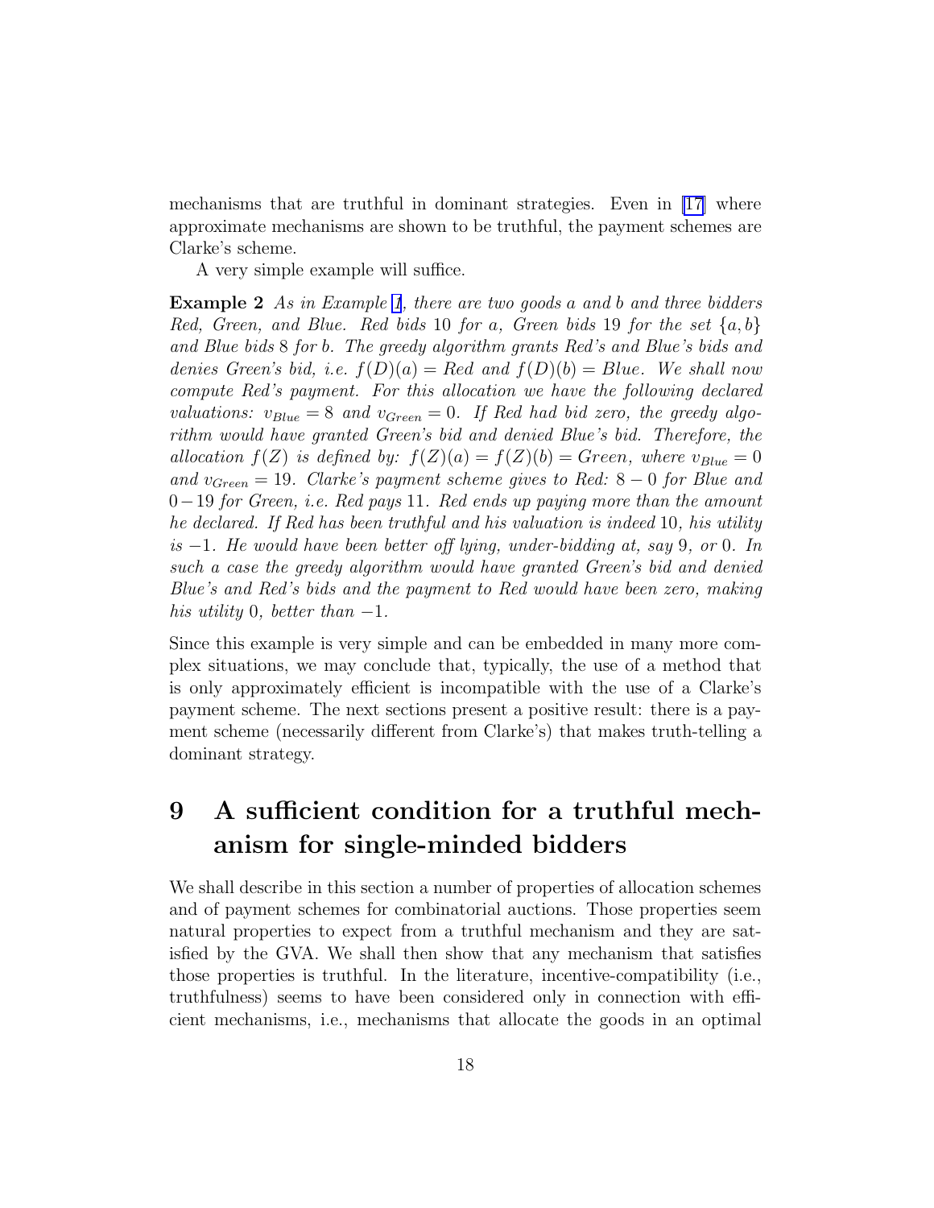mechanisms that are truthful in dominant strategies. Even in [17] where approximate mechanisms are shown to be truthful, the payment schemes are Clarke's scheme.

A very simple example will suffice.

**Example 2** *As in Example 1, there are two goods $a$ and $b$ and three bidders Red, Green, and Blue. Red bids 10 for $a$, Green bids 19 for the set $\{a, b\}$ and Blue bids 8 for $b$. The greedy algorithm grants Red's and Blue's bids and denies Green's bid, i.e. $f(D)(a) = Red$ and $f(D)(b) = Blue$. We shall now compute Red's payment. For this allocation we have the following declared valuations: $v_{Blue} = 8$ and $v_{Green} = 0$. If Red had bid zero, the greedy algorithm would have granted Green's bid and denied Blue's bid. Therefore, the allocation $f(Z)$ is defined by: $f(Z)(a) = f(Z)(b) = Green$, where $v_{Blue} = 0$ and $v_{Green} = 19$. Clarke's payment scheme gives to Red: $8 - 0$ for Blue and $0 - 19$ for Green, i.e. Red pays 11. Red ends up paying more than the amount he declared. If Red has been truthful and his valuation is indeed 10, his utility is $-1$. He would have been better off lying, under-bidding at, say 9, or 0. In such a case the greedy algorithm would have granted Green's bid and denied Blue's and Red's bids and the payment to Red would have been zero, making his utility 0, better than $-1$.*

Since this example is very simple and can be embedded in many more complex situations, we may conclude that, typically, the use of a method that is only approximately efficient is incompatible with the use of a Clarke's payment scheme. The next sections present a positive result: there is a payment scheme (necessarily different from Clarke's) that makes truth-telling a dominant strategy.

# 9 A sufficient condition for a truthful mechanism for single-minded bidders

We shall describe in this section a number of properties of allocation schemes and of payment schemes for combinatorial auctions. Those properties seem natural properties to expect from a truthful mechanism and they are satisfied by the GVA. We shall then show that any mechanism that satisfies those properties is truthful. In the literature, incentive-compatibility (i.e., truthfulness) seems to have been considered only in connection with efficient mechanisms, i.e., mechanisms that allocate the goods in an optimal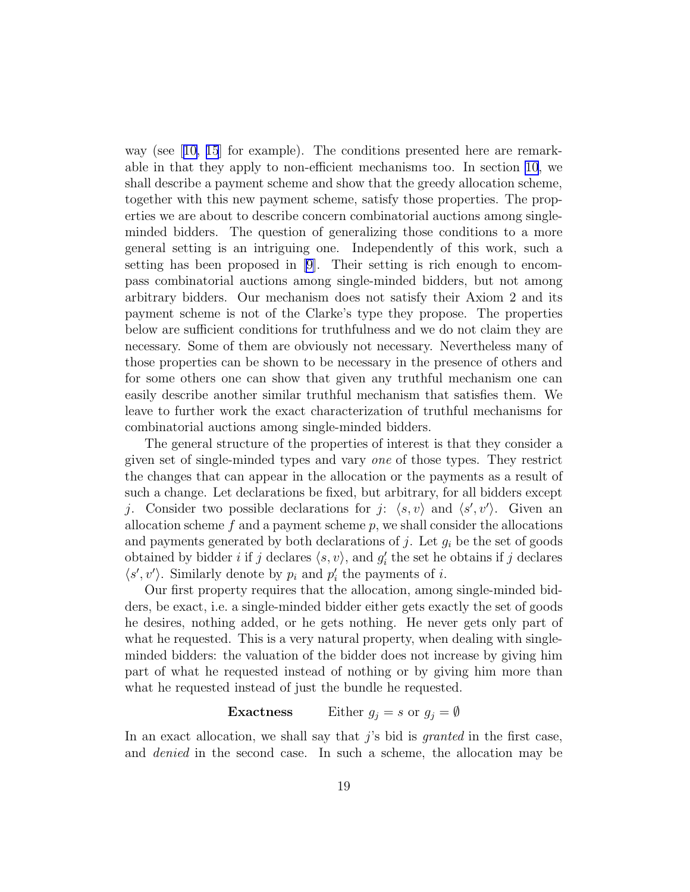way (see [10, 15] for example). The conditions presented here are remarkable in that they apply to non-efficient mechanisms too. In section 10, we shall describe a payment scheme and show that the greedy allocation scheme, together with this new payment scheme, satisfy those properties. The properties we are about to describe concern combinatorial auctions among single-minded bidders. The question of generalizing those conditions to a more general setting is an intriguing one. Independently of this work, such a setting has been proposed in [9]. Their setting is rich enough to encompass combinatorial auctions among single-minded bidders, but not among arbitrary bidders. Our mechanism does not satisfy their Axiom 2 and its payment scheme is not of the Clarke's type they propose. The properties below are sufficient conditions for truthfulness and we do not claim they are necessary. Some of them are obviously not necessary. Nevertheless many of those properties can be shown to be necessary in the presence of others and for some others one can show that given any truthful mechanism one can easily describe another similar truthful mechanism that satisfies them. We leave to further work the exact characterization of truthful mechanisms for combinatorial auctions among single-minded bidders.

The general structure of the properties of interest is that they consider a given set of single-minded types and vary *one* of those types. They restrict the changes that can appear in the allocation or the payments as a result of such a change. Let declarations be fixed, but arbitrary, for all bidders except $j$. Consider two possible declarations for $j$: $\langle s, v\rangle$ and $\langle s', v'\rangle$. Given an allocation scheme $f$ and a payment scheme $p$, we shall consider the allocations and payments generated by both declarations of $j$. Let $g_i$ be the set of goods obtained by bidder $i$ if $j$ declares $\langle s, v\rangle$, and $g'_i$ the set he obtains if $j$ declares $\langle s', v'\rangle$. Similarly denote by $p_i$ and $p'_i$ the payments of $i$.

Our first property requires that the allocation, among single-minded bidders, be exact, i.e. a single-minded bidder either gets exactly the set of goods he desires, nothing added, or he gets nothing. He never gets only part of what he requested. This is a very natural property, when dealing with single-minded bidders: the valuation of the bidder does not increase by giving him part of what he requested instead of nothing or by giving him more than what he requested instead of just the bundle he requested.

**Exactness** Either $g_j = s$ or $g_j = \emptyset$

In an exact allocation, we shall say that $j$'s bid is *granted* in the first case, and *denied* in the second case. In such a scheme, the allocation may be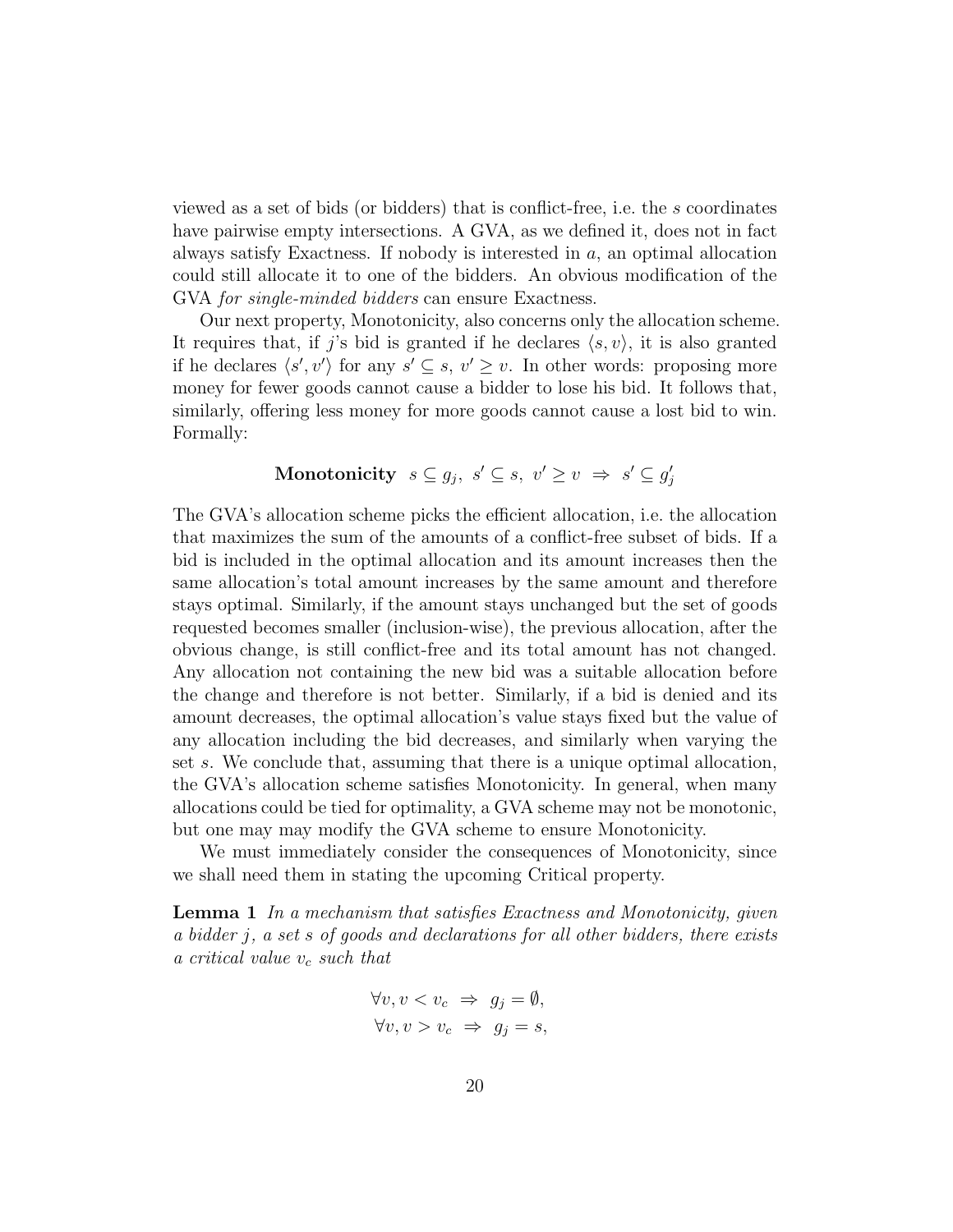viewed as a set of bids (or bidders) that is conflict-free, i.e. the $s$ coordinates have pairwise empty intersections. A GVA, as we defined it, does not in fact always satisfy Exactness. If nobody is interested in $a$, an optimal allocation could still allocate it to one of the bidders. An obvious modification of the GVA *for single-minded bidders* can ensure Exactness.

Our next property, Monotonicity, also concerns only the allocation scheme. It requires that, if $j$'s bid is granted if he declares $\langle s, v \rangle$, it is also granted if he declares $\langle s', v' \rangle$ for any $s' \subseteq s$, $v' \geq v$. In other words: proposing more money for fewer goods cannot cause a bidder to lose his bid. It follows that, similarly, offering less money for more goods cannot cause a lost bid to win. Formally:

$$\textbf{Monotonicity} \quad s \subseteq g_j, \ s' \subseteq s, \ v' \geq v \ \Rightarrow \ s' \subseteq g'_j$$

The GVA's allocation scheme picks the efficient allocation, i.e. the allocation that maximizes the sum of the amounts of a conflict-free subset of bids. If a bid is included in the optimal allocation and its amount increases then the same allocation's total amount increases by the same amount and therefore stays optimal. Similarly, if the amount stays unchanged but the set of goods requested becomes smaller (inclusion-wise), the previous allocation, after the obvious change, is still conflict-free and its total amount has not changed. Any allocation not containing the new bid was a suitable allocation before the change and therefore is not better. Similarly, if a bid is denied and its amount decreases, the optimal allocation's value stays fixed but the value of any allocation including the bid decreases, and similarly when varying the set $s$. We conclude that, assuming that there is a unique optimal allocation, the GVA's allocation scheme satisfies Monotonicity. In general, when many allocations could be tied for optimality, a GVA scheme may not be monotonic, but one may may modify the GVA scheme to ensure Monotonicity.

We must immediately consider the consequences of Monotonicity, since we shall need them in stating the upcoming Critical property.

**Lemma 1** *In a mechanism that satisfies Exactness and Monotonicity, given a bidder $j$, a set $s$ of goods and declarations for all other bidders, there exists a critical value $v_c$ such that*

$$\forall v, v < v_c \ \Rightarrow \ g_j = \emptyset,$$
$$\forall v, v > v_c \ \Rightarrow \ g_j = s,$$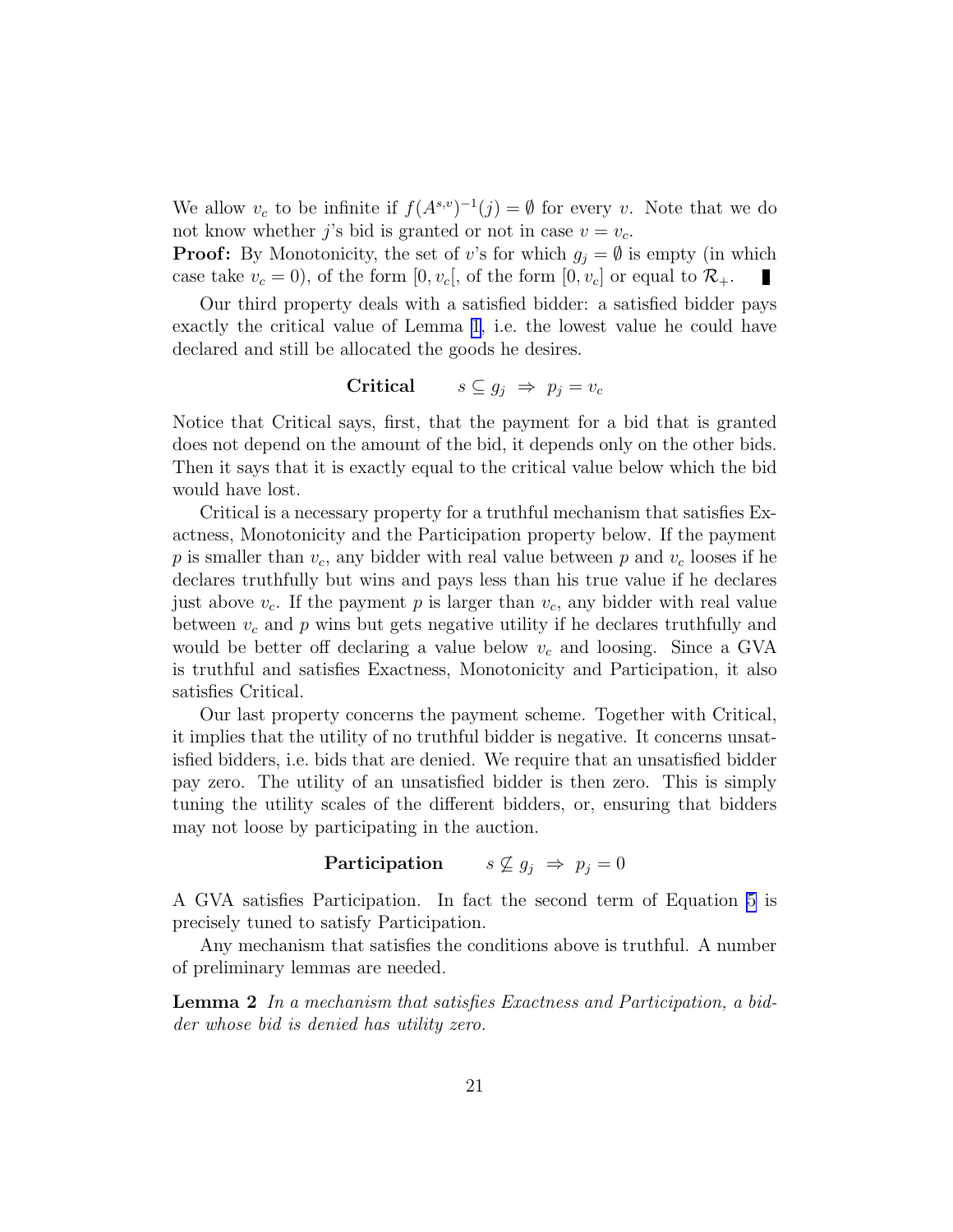We allow $v_c$ to be infinite if $f(A^{s,v})^{-1}(j) = \emptyset$ for every $v$. Note that we do not know whether $j$'s bid is granted or not in case $v = v_c$.

**Proof:** By Monotonicity, the set of $v$'s for which $g_j = \emptyset$ is empty (in which case take $v_c = 0$), of the form $[0, v_c[$, of the form $[0, v_c]$ or equal to $\mathcal{R}_+$. ∎

Our third property deals with a satisfied bidder: a satisfied bidder pays exactly the critical value of Lemma 1, i.e. the lowest value he could have declared and still be allocated the goods he desires.

$$\textbf{Critical} \qquad s \subseteq g_j \;\Rightarrow\; p_j = v_c$$

Notice that Critical says, first, that the payment for a bid that is granted does not depend on the amount of the bid, it depends only on the other bids. Then it says that it is exactly equal to the critical value below which the bid would have lost.

Critical is a necessary property for a truthful mechanism that satisfies Exactness, Monotonicity and the Participation property below. If the payment $p$ is smaller than $v_c$, any bidder with real value between $p$ and $v_c$ looses if he declares truthfully but wins and pays less than his true value if he declares just above $v_c$. If the payment $p$ is larger than $v_c$, any bidder with real value between $v_c$ and $p$ wins but gets negative utility if he declares truthfully and would be better off declaring a value below $v_c$ and loosing. Since a GVA is truthful and satisfies Exactness, Monotonicity and Participation, it also satisfies Critical.

Our last property concerns the payment scheme. Together with Critical, it implies that the utility of no truthful bidder is negative. It concerns unsatisfied bidders, i.e. bids that are denied. We require that an unsatisfied bidder pay zero. The utility of an unsatisfied bidder is then zero. This is simply tuning the utility scales of the different bidders, or, ensuring that bidders may not loose by participating in the auction.

$$\textbf{Participation} \qquad s \not\subseteq g_j \;\Rightarrow\; p_j = 0$$

A GVA satisfies Participation. In fact the second term of Equation 5 is precisely tuned to satisfy Participation.

Any mechanism that satisfies the conditions above is truthful. A number of preliminary lemmas are needed.

**Lemma 2** *In a mechanism that satisfies Exactness and Participation, a bidder whose bid is denied has utility zero.*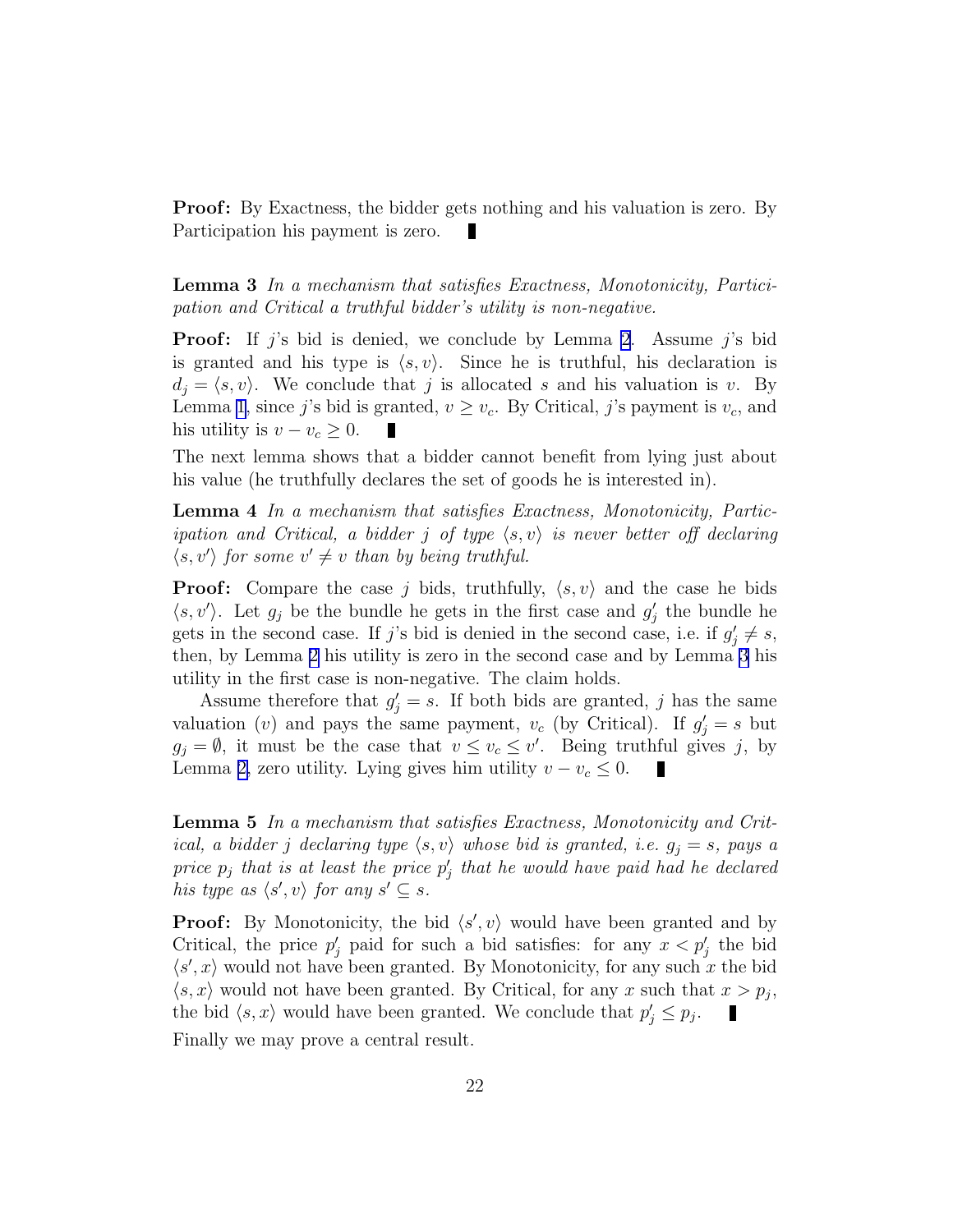**Proof:** By Exactness, the bidder gets nothing and his valuation is zero. By Participation his payment is zero. ∎

**Lemma 3** *In a mechanism that satisfies Exactness, Monotonicity, Participation and Critical a truthful bidder's utility is non-negative.*

**Proof:** If $j$'s bid is denied, we conclude by Lemma 2. Assume $j$'s bid is granted and his type is $\langle s, v \rangle$. Since he is truthful, his declaration is $d_j = \langle s, v \rangle$. We conclude that $j$ is allocated $s$ and his valuation is $v$. By Lemma 1, since $j$'s bid is granted, $v \geq v_c$. By Critical, $j$'s payment is $v_c$, and his utility is $v - v_c \geq 0$. ∎

The next lemma shows that a bidder cannot benefit from lying just about his value (he truthfully declares the set of goods he is interested in).

**Lemma 4** *In a mechanism that satisfies Exactness, Monotonicity, Participation and Critical, a bidder $j$ of type $\langle s, v \rangle$ is never better off declaring $\langle s, v' \rangle$ for some $v' \neq v$ than by being truthful.*

**Proof:** Compare the case $j$ bids, truthfully, $\langle s, v \rangle$ and the case he bids $\langle s, v' \rangle$. Let $g_j$ be the bundle he gets in the first case and $g'_j$ the bundle he gets in the second case. If $j$'s bid is denied in the second case, i.e. if $g'_j \neq s$, then, by Lemma 2 his utility is zero in the second case and by Lemma 3 his utility in the first case is non-negative. The claim holds.

Assume therefore that $g'_j = s$. If both bids are granted, $j$ has the same valuation ($v$) and pays the same payment, $v_c$ (by Critical). If $g'_j = s$ but $g_j = \emptyset$, it must be the case that $v \leq v_c \leq v'$. Being truthful gives $j$, by Lemma 2, zero utility. Lying gives him utility $v - v_c \leq 0$. ∎

**Lemma 5** *In a mechanism that satisfies Exactness, Monotonicity and Critical, a bidder $j$ declaring type $\langle s, v \rangle$ whose bid is granted, i.e. $g_j = s$, pays a price $p_j$ that is at least the price $p'_j$ that he would have paid had he declared his type as $\langle s', v \rangle$ for any $s' \subseteq s$.*

**Proof:** By Monotonicity, the bid $\langle s', v \rangle$ would have been granted and by Critical, the price $p'_j$ paid for such a bid satisfies: for any $x < p'_j$ the bid $\langle s', x \rangle$ would not have been granted. By Monotonicity, for any such $x$ the bid $\langle s, x \rangle$ would not have been granted. By Critical, for any $x$ such that $x > p_j$, the bid $\langle s, x \rangle$ would have been granted. We conclude that $p'_j \leq p_j$. ∎

Finally we may prove a central result.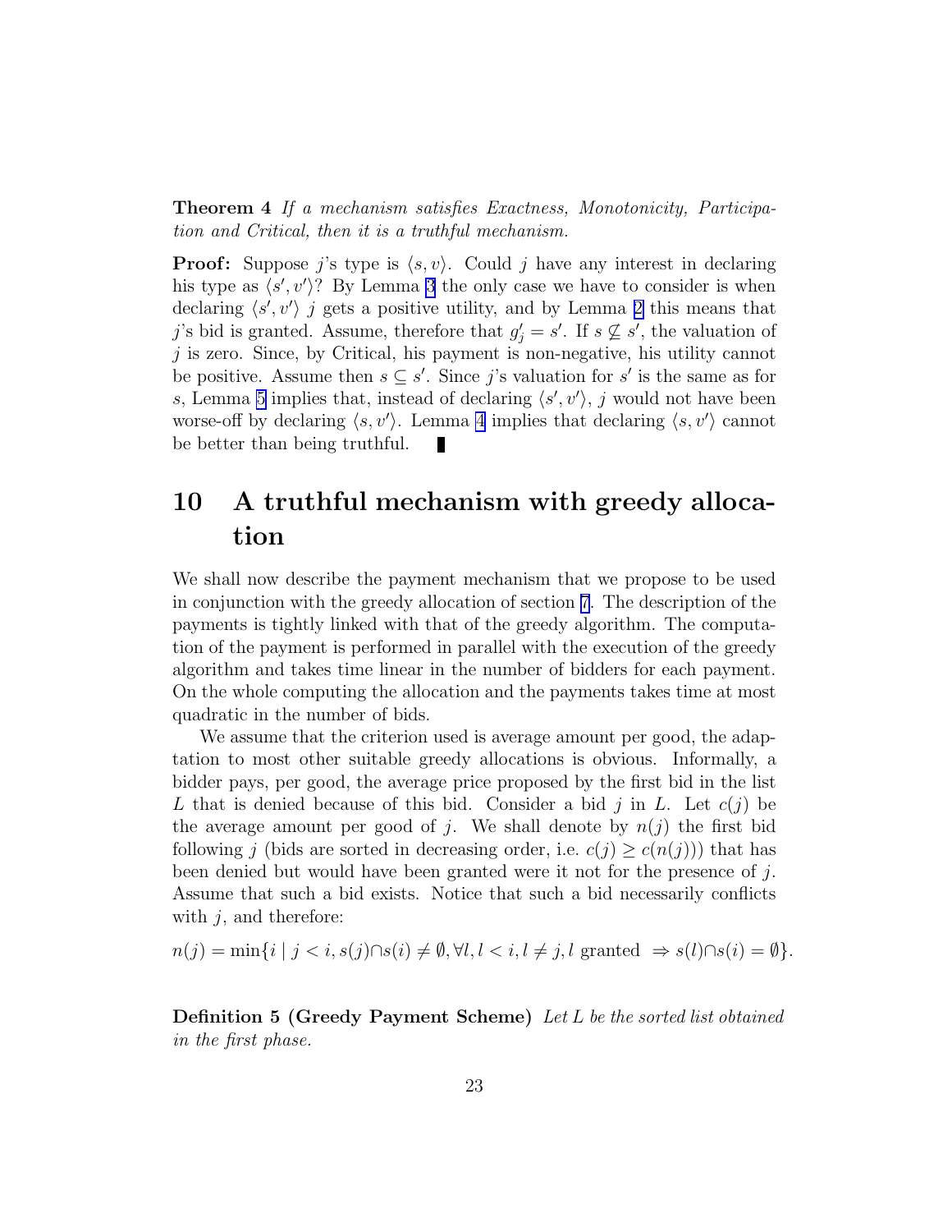**Theorem 4** *If a mechanism satisfies Exactness, Monotonicity, Participation and Critical, then it is a truthful mechanism.*

**Proof:** Suppose $j$'s type is $\langle s, v \rangle$. Could $j$ have any interest in declaring his type as $\langle s', v' \rangle$? By Lemma 3 the only case we have to consider is when declaring $\langle s', v' \rangle$ $j$ gets a positive utility, and by Lemma 2 this means that $j$'s bid is granted. Assume, therefore that $g'_j = s'$. If $s \not\subseteq s'$, the valuation of $j$ is zero. Since, by Critical, his payment is non-negative, his utility cannot be positive. Assume then $s \subseteq s'$. Since $j$'s valuation for $s'$ is the same as for $s$, Lemma 5 implies that, instead of declaring $\langle s', v' \rangle$, $j$ would not have been worse-off by declaring $\langle s, v' \rangle$. Lemma 4 implies that declaring $\langle s, v' \rangle$ cannot be better than being truthful. ∎

# 10 A truthful mechanism with greedy allocation

We shall now describe the payment mechanism that we propose to be used in conjunction with the greedy allocation of section 7. The description of the payments is tightly linked with that of the greedy algorithm. The computation of the payment is performed in parallel with the execution of the greedy algorithm and takes time linear in the number of bidders for each payment. On the whole computing the allocation and the payments takes time at most quadratic in the number of bids.

We assume that the criterion used is average amount per good, the adaptation to most other suitable greedy allocations is obvious. Informally, a bidder pays, per good, the average price proposed by the first bid in the list $L$ that is denied because of this bid. Consider a bid $j$ in $L$. Let $c(j)$ be the average amount per good of $j$. We shall denote by $n(j)$ the first bid following $j$ (bids are sorted in decreasing order, i.e. $c(j) \geq c(n(j))$) that has been denied but would have been granted were it not for the presence of $j$. Assume that such a bid exists. Notice that such a bid necessarily conflicts with $j$, and therefore:

$$n(j) = \min\{i \mid j < i, s(j) \cap s(i) \neq \emptyset, \forall l, l < i, l \neq j, l \text{ granted } \Rightarrow s(l) \cap s(i) = \emptyset\}.$$

**Definition 5 (Greedy Payment Scheme)** *Let $L$ be the sorted list obtained in the first phase.*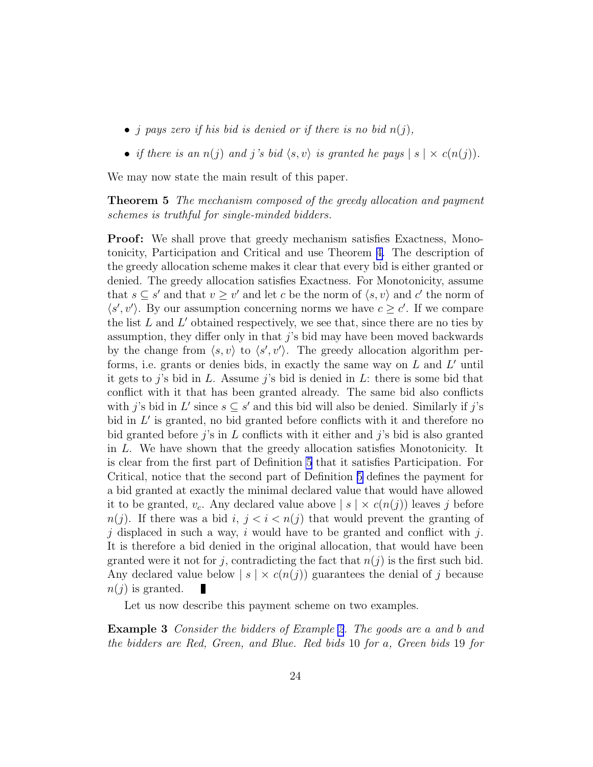- *$j$ pays zero if his bid is denied or if there is no bid $n(j)$,*
- *if there is an $n(j)$ and $j$'s bid $\langle s, v \rangle$ is granted he pays $\mid s \mid \times c(n(j))$.*

We may now state the main result of this paper.

**Theorem 5** *The mechanism composed of the greedy allocation and payment schemes is truthful for single-minded bidders.*

**Proof:** We shall prove that greedy mechanism satisfies Exactness, Monotonicity, Participation and Critical and use Theorem 4. The description of the greedy allocation scheme makes it clear that every bid is either granted or denied. The greedy allocation satisfies Exactness. For Monotonicity, assume that $s \subseteq s'$ and that $v \geq v'$ and let $c$ be the norm of $\langle s, v \rangle$ and $c'$ the norm of $\langle s', v' \rangle$. By our assumption concerning norms we have $c \geq c'$. If we compare the list $L$ and $L'$ obtained respectively, we see that, since there are no ties by assumption, they differ only in that $j$'s bid may have been moved backwards by the change from $\langle s, v \rangle$ to $\langle s', v' \rangle$. The greedy allocation algorithm performs, i.e. grants or denies bids, in exactly the same way on $L$ and $L'$ until it gets to $j$'s bid in $L$. Assume $j$'s bid is denied in $L$: there is some bid that conflict with it that has been granted already. The same bid also conflicts with $j$'s bid in $L'$ since $s \subseteq s'$ and this bid will also be denied. Similarly if $j$'s bid in $L'$ is granted, no bid granted before conflicts with it and therefore no bid granted before $j$'s in $L$ conflicts with it either and $j$'s bid is also granted in $L$. We have shown that the greedy allocation satisfies Monotonicity. It is clear from the first part of Definition 5 that it satisfies Participation. For Critical, notice that the second part of Definition 5 defines the payment for a bid granted at exactly the minimal declared value that would have allowed it to be granted, $v_c$. Any declared value above $\mid s \mid \times c(n(j))$ leaves $j$ before $n(j)$. If there was a bid $i$, $j < i < n(j)$ that would prevent the granting of $j$ displaced in such a way, $i$ would have to be granted and conflict with $j$. It is therefore a bid denied in the original allocation, that would have been granted were it not for $j$, contradicting the fact that $n(j)$ is the first such bid. Any declared value below $\mid s \mid \times c(n(j))$ guarantees the denial of $j$ because $n(j)$ is granted. ∎

Let us now describe this payment scheme on two examples.

**Example 3** *Consider the bidders of Example 2. The goods are $a$ and $b$ and the bidders are Red, Green, and Blue. Red bids 10 for $a$, Green bids 19 for*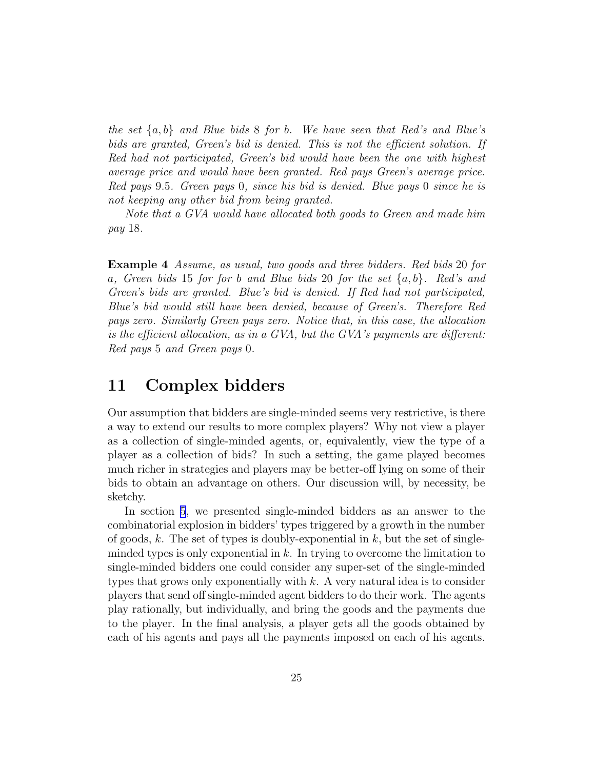*the set $\{a, b\}$ and Blue bids 8 for b. We have seen that Red's and Blue's bids are granted, Green's bid is denied. This is not the efficient solution. If Red had not participated, Green's bid would have been the one with highest average price and would have been granted. Red pays Green's average price. Red pays 9.5. Green pays 0, since his bid is denied. Blue pays 0 since he is not keeping any other bid from being granted.*

*Note that a GVA would have allocated both goods to Green and made him pay 18.*

**Example 4** *Assume, as usual, two goods and three bidders. Red bids 20 for a, Green bids 15 for for b and Blue bids 20 for the set $\{a, b\}$. Red's and Green's bids are granted. Blue's bid is denied. If Red had not participated, Blue's bid would still have been denied, because of Green's. Therefore Red pays zero. Similarly Green pays zero. Notice that, in this case, the allocation is the efficient allocation, as in a GVA, but the GVA's payments are different: Red pays 5 and Green pays 0.*

## 11 Complex bidders

Our assumption that bidders are single-minded seems very restrictive, is there a way to extend our results to more complex players? Why not view a player as a collection of single-minded agents, or, equivalently, view the type of a player as a collection of bids? In such a setting, the game played becomes much richer in strategies and players may be better-off lying on some of their bids to obtain an advantage on others. Our discussion will, by necessity, be sketchy.

In section 5, we presented single-minded bidders as an answer to the combinatorial explosion in bidders' types triggered by a growth in the number of goods, $k$. The set of types is doubly-exponential in $k$, but the set of single-minded types is only exponential in $k$. In trying to overcome the limitation to single-minded bidders one could consider any super-set of the single-minded types that grows only exponentially with $k$. A very natural idea is to consider players that send off single-minded agent bidders to do their work. The agents play rationally, but individually, and bring the goods and the payments due to the player. In the final analysis, a player gets all the goods obtained by each of his agents and pays all the payments imposed on each of his agents.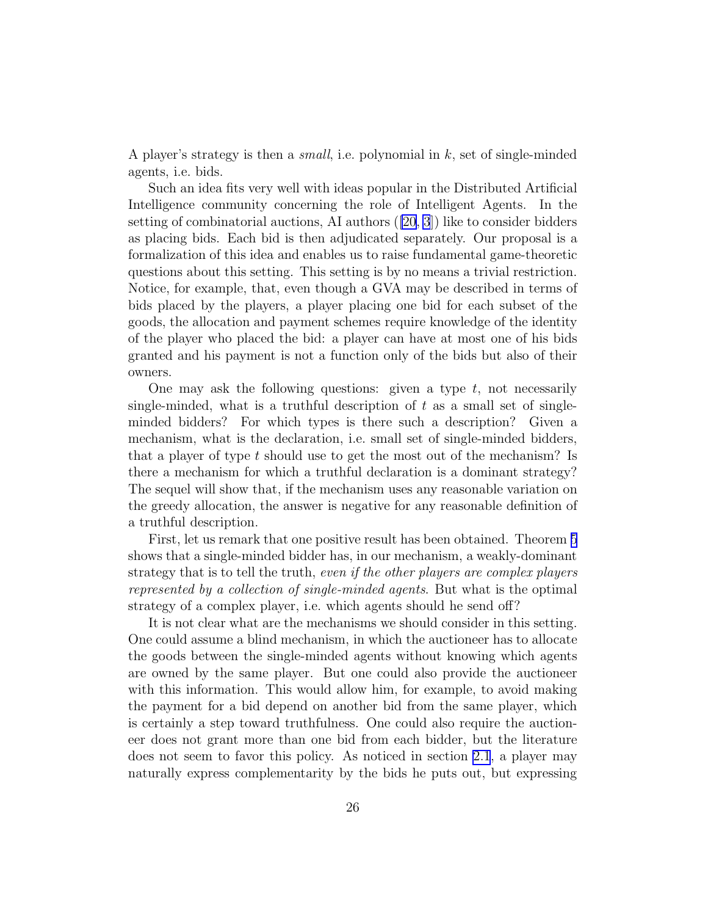A player's strategy is then a *small*, i.e. polynomial in $k$, set of single-minded agents, i.e. bids.

Such an idea fits very well with ideas popular in the Distributed Artificial Intelligence community concerning the role of Intelligent Agents. In the setting of combinatorial auctions, AI authors ([20, 3]) like to consider bidders as placing bids. Each bid is then adjudicated separately. Our proposal is a formalization of this idea and enables us to raise fundamental game-theoretic questions about this setting. This setting is by no means a trivial restriction. Notice, for example, that, even though a GVA may be described in terms of bids placed by the players, a player placing one bid for each subset of the goods, the allocation and payment schemes require knowledge of the identity of the player who placed the bid: a player can have at most one of his bids granted and his payment is not a function only of the bids but also of their owners.

One may ask the following questions: given a type $t$, not necessarily single-minded, what is a truthful description of $t$ as a small set of single-minded bidders? For which types is there such a description? Given a mechanism, what is the declaration, i.e. small set of single-minded bidders, that a player of type $t$ should use to get the most out of the mechanism? Is there a mechanism for which a truthful declaration is a dominant strategy? The sequel will show that, if the mechanism uses any reasonable variation on the greedy allocation, the answer is negative for any reasonable definition of a truthful description.

First, let us remark that one positive result has been obtained. Theorem 5 shows that a single-minded bidder has, in our mechanism, a weakly-dominant strategy that is to tell the truth, *even if the other players are complex players represented by a collection of single-minded agents*. But what is the optimal strategy of a complex player, i.e. which agents should he send off?

It is not clear what are the mechanisms we should consider in this setting. One could assume a blind mechanism, in which the auctioneer has to allocate the goods between the single-minded agents without knowing which agents are owned by the same player. But one could also provide the auctioneer with this information. This would allow him, for example, to avoid making the payment for a bid depend on another bid from the same player, which is certainly a step toward truthfulness. One could also require the auctioneer does not grant more than one bid from each bidder, but the literature does not seem to favor this policy. As noticed in section 2.1, a player may naturally express complementarity by the bids he puts out, but expressing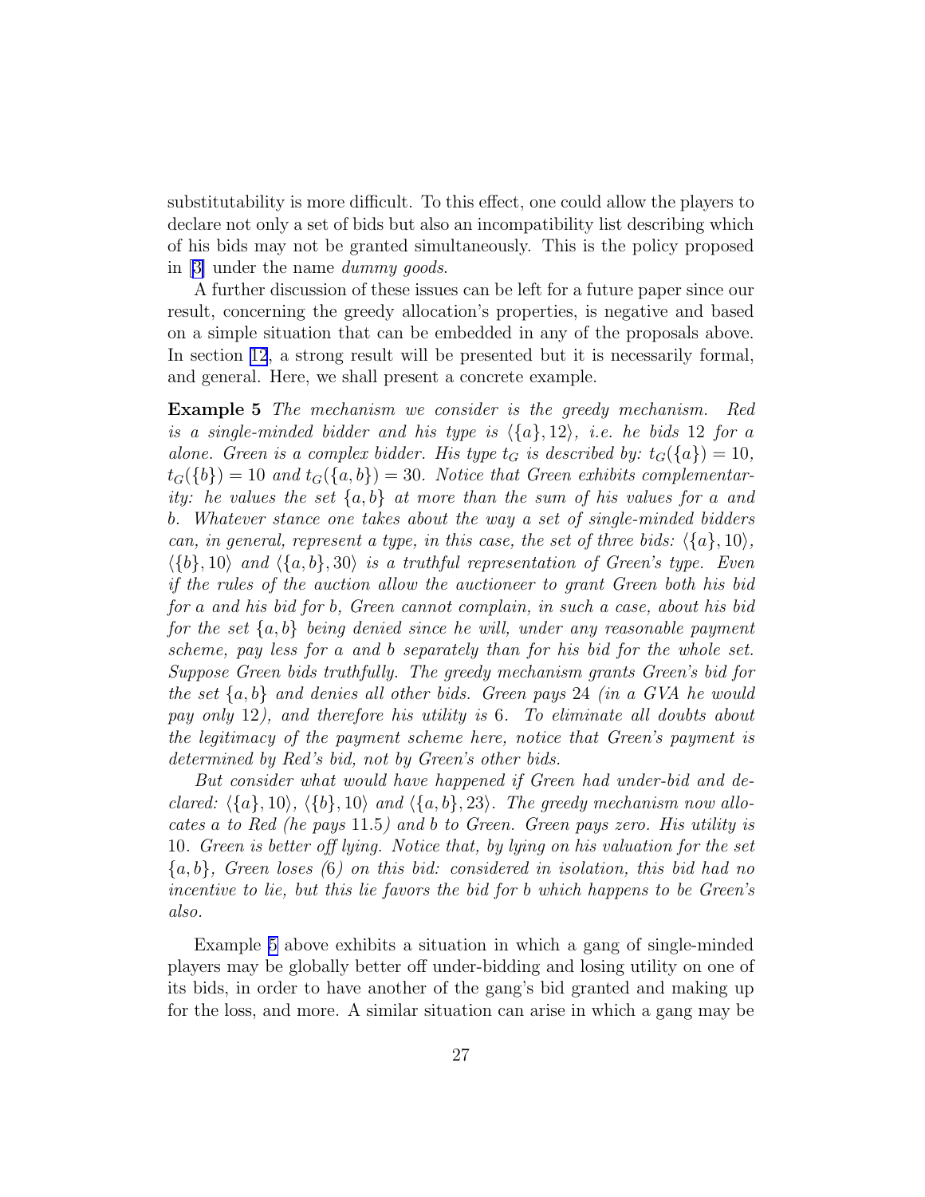substitutability is more difficult. To this effect, one could allow the players to declare not only a set of bids but also an incompatibility list describing which of his bids may not be granted simultaneously. This is the policy proposed in [3] under the name *dummy goods*.

A further discussion of these issues can be left for a future paper since our result, concerning the greedy allocation's properties, is negative and based on a simple situation that can be embedded in any of the proposals above. In section 12, a strong result will be presented but it is necessarily formal, and general. Here, we shall present a concrete example.

**Example 5** *The mechanism we consider is the greedy mechanism. Red is a single-minded bidder and his type is $\langle \{a\}, 12 \rangle$, i.e. he bids 12 for $a$ alone. Green is a complex bidder. His type $t_G$ is described by: $t_G(\{a\}) = 10$, $t_G(\{b\}) = 10$ and $t_G(\{a, b\}) = 30$. Notice that Green exhibits complementarity: he values the set $\{a, b\}$ at more than the sum of his values for $a$ and $b$. Whatever stance one takes about the way a set of single-minded bidders can, in general, represent a type, in this case, the set of three bids: $\langle \{a\}, 10 \rangle$, $\langle \{b\}, 10 \rangle$ and $\langle \{a, b\}, 30 \rangle$ is a truthful representation of Green's type. Even if the rules of the auction allow the auctioneer to grant Green both his bid for $a$ and his bid for $b$, Green cannot complain, in such a case, about his bid for the set $\{a, b\}$ being denied since he will, under any reasonable payment scheme, pay less for $a$ and $b$ separately than for his bid for the whole set. Suppose Green bids truthfully. The greedy mechanism grants Green's bid for the set $\{a, b\}$ and denies all other bids. Green pays 24 (in a GVA he would pay only 12), and therefore his utility is 6. To eliminate all doubts about the legitimacy of the payment scheme here, notice that Green's payment is determined by Red's bid, not by Green's other bids.*

*But consider what would have happened if Green had under-bid and declared: $\langle \{a\}, 10 \rangle$, $\langle \{b\}, 10 \rangle$ and $\langle \{a, b\}, 23 \rangle$. The greedy mechanism now allocates $a$ to Red (he pays 11.5) and $b$ to Green. Green pays zero. His utility is 10. Green is better off lying. Notice that, by lying on his valuation for the set $\{a, b\}$, Green loses (6) on this bid: considered in isolation, this bid had no incentive to lie, but this lie favors the bid for $b$ which happens to be Green's also.*

Example 5 above exhibits a situation in which a gang of single-minded players may be globally better off under-bidding and losing utility on one of its bids, in order to have another of the gang's bid granted and making up for the loss, and more. A similar situation can arise in which a gang may be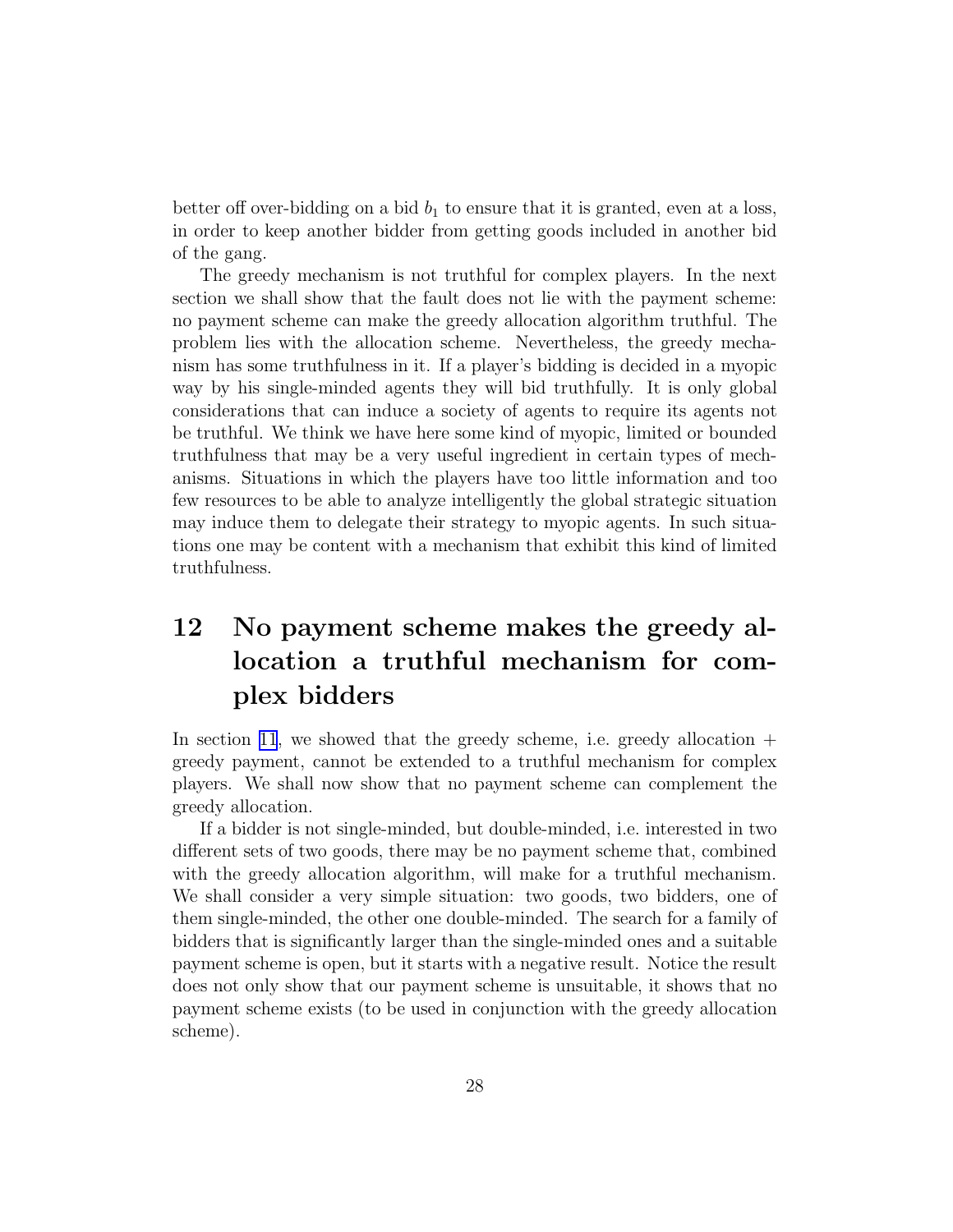better off over-bidding on a bid $b_1$ to ensure that it is granted, even at a loss, in order to keep another bidder from getting goods included in another bid of the gang.

The greedy mechanism is not truthful for complex players. In the next section we shall show that the fault does not lie with the payment scheme: no payment scheme can make the greedy allocation algorithm truthful. The problem lies with the allocation scheme. Nevertheless, the greedy mechanism has some truthfulness in it. If a player's bidding is decided in a myopic way by his single-minded agents they will bid truthfully. It is only global considerations that can induce a society of agents to require its agents not be truthful. We think we have here some kind of myopic, limited or bounded truthfulness that may be a very useful ingredient in certain types of mechanisms. Situations in which the players have too little information and too few resources to be able to analyze intelligently the global strategic situation may induce them to delegate their strategy to myopic agents. In such situations one may be content with a mechanism that exhibit this kind of limited truthfulness.

# 12 No payment scheme makes the greedy allocation a truthful mechanism for complex bidders

In section 11, we showed that the greedy scheme, i.e. greedy allocation + greedy payment, cannot be extended to a truthful mechanism for complex players. We shall now show that no payment scheme can complement the greedy allocation.

If a bidder is not single-minded, but double-minded, i.e. interested in two different sets of two goods, there may be no payment scheme that, combined with the greedy allocation algorithm, will make for a truthful mechanism. We shall consider a very simple situation: two goods, two bidders, one of them single-minded, the other one double-minded. The search for a family of bidders that is significantly larger than the single-minded ones and a suitable payment scheme is open, but it starts with a negative result. Notice the result does not only show that our payment scheme is unsuitable, it shows that no payment scheme exists (to be used in conjunction with the greedy allocation scheme).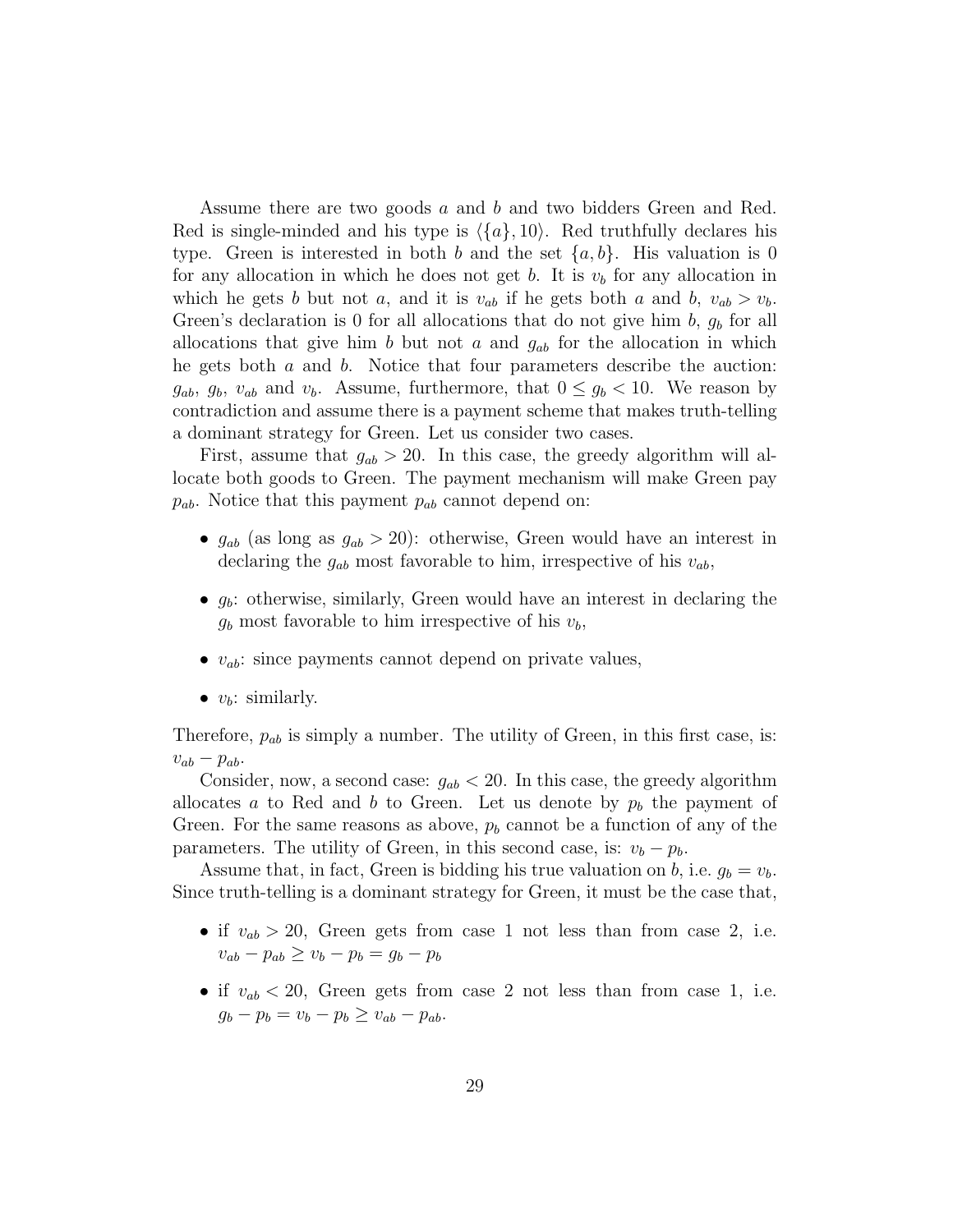Assume there are two goods $a$ and $b$ and two bidders Green and Red. Red is single-minded and his type is $\langle \{a\}, 10 \rangle$. Red truthfully declares his type. Green is interested in both $b$ and the set $\{a, b\}$. His valuation is 0 for any allocation in which he does not get $b$. It is $v_b$ for any allocation in which he gets $b$ but not $a$, and it is $v_{ab}$ if he gets both $a$ and $b$, $v_{ab} > v_b$. Green's declaration is 0 for all allocations that do not give him $b$, $g_b$ for all allocations that give him $b$ but not $a$ and $g_{ab}$ for the allocation in which he gets both $a$ and $b$. Notice that four parameters describe the auction: $g_{ab}$, $g_b$, $v_{ab}$ and $v_b$. Assume, furthermore, that $0 \leq g_b < 10$. We reason by contradiction and assume there is a payment scheme that makes truth-telling a dominant strategy for Green. Let us consider two cases.

First, assume that $g_{ab} > 20$. In this case, the greedy algorithm will allocate both goods to Green. The payment mechanism will make Green pay $p_{ab}$. Notice that this payment $p_{ab}$ cannot depend on:

- $g_{ab}$ (as long as $g_{ab} > 20$): otherwise, Green would have an interest in declaring the $g_{ab}$ most favorable to him, irrespective of his $v_{ab}$,
- $g_b$: otherwise, similarly, Green would have an interest in declaring the $g_b$ most favorable to him irrespective of his $v_b$,
- $v_{ab}$: since payments cannot depend on private values,
- $v_b$: similarly.

Therefore, $p_{ab}$ is simply a number. The utility of Green, in this first case, is: $v_{ab} - p_{ab}$.

Consider, now, a second case: $g_{ab} < 20$. In this case, the greedy algorithm allocates $a$ to Red and $b$ to Green. Let us denote by $p_b$ the payment of Green. For the same reasons as above, $p_b$ cannot be a function of any of the parameters. The utility of Green, in this second case, is: $v_b - p_b$.

Assume that, in fact, Green is bidding his true valuation on $b$, i.e. $g_b = v_b$. Since truth-telling is a dominant strategy for Green, it must be the case that,

- if $v_{ab} > 20$, Green gets from case 1 not less than from case 2, i.e. $v_{ab} - p_{ab} \geq v_b - p_b = g_b - p_b$
- if $v_{ab} < 20$, Green gets from case 2 not less than from case 1, i.e. $g_b - p_b = v_b - p_b \geq v_{ab} - p_{ab}$.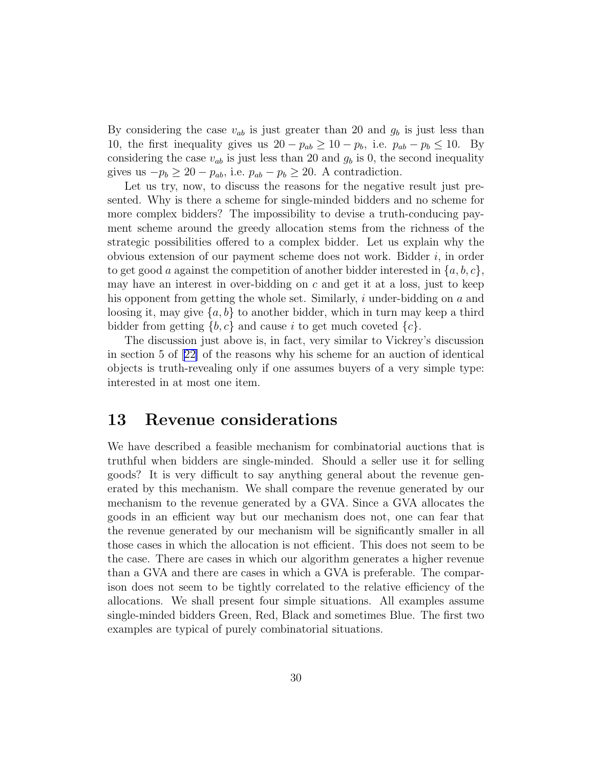By considering the case $v_{ab}$ is just greater than 20 and $g_b$ is just less than 10, the first inequality gives us $20 - p_{ab} \geq 10 - p_b$, i.e. $p_{ab} - p_b \leq 10$. By considering the case $v_{ab}$ is just less than 20 and $g_b$ is 0, the second inequality gives us $-p_b \geq 20 - p_{ab}$, i.e. $p_{ab} - p_b \geq 20$. A contradiction.

Let us try, now, to discuss the reasons for the negative result just presented. Why is there a scheme for single-minded bidders and no scheme for more complex bidders? The impossibility to devise a truth-conducing payment scheme around the greedy allocation stems from the richness of the strategic possibilities offered to a complex bidder. Let us explain why the obvious extension of our payment scheme does not work. Bidder $i$, in order to get good $a$ against the competition of another bidder interested in $\{a, b, c\}$, may have an interest in over-bidding on $c$ and get it at a loss, just to keep his opponent from getting the whole set. Similarly, $i$ under-bidding on $a$ and loosing it, may give $\{a, b\}$ to another bidder, which in turn may keep a third bidder from getting $\{b, c\}$ and cause $i$ to get much coveted $\{c\}$.

The discussion just above is, in fact, very similar to Vickrey's discussion in section 5 of [22] of the reasons why his scheme for an auction of identical objects is truth-revealing only if one assumes buyers of a very simple type: interested in at most one item.

# 13 Revenue considerations

We have described a feasible mechanism for combinatorial auctions that is truthful when bidders are single-minded. Should a seller use it for selling goods? It is very difficult to say anything general about the revenue generated by this mechanism. We shall compare the revenue generated by our mechanism to the revenue generated by a GVA. Since a GVA allocates the goods in an efficient way but our mechanism does not, one can fear that the revenue generated by our mechanism will be significantly smaller in all those cases in which the allocation is not efficient. This does not seem to be the case. There are cases in which our algorithm generates a higher revenue than a GVA and there are cases in which a GVA is preferable. The comparison does not seem to be tightly correlated to the relative efficiency of the allocations. We shall present four simple situations. All examples assume single-minded bidders Green, Red, Black and sometimes Blue. The first two examples are typical of purely combinatorial situations.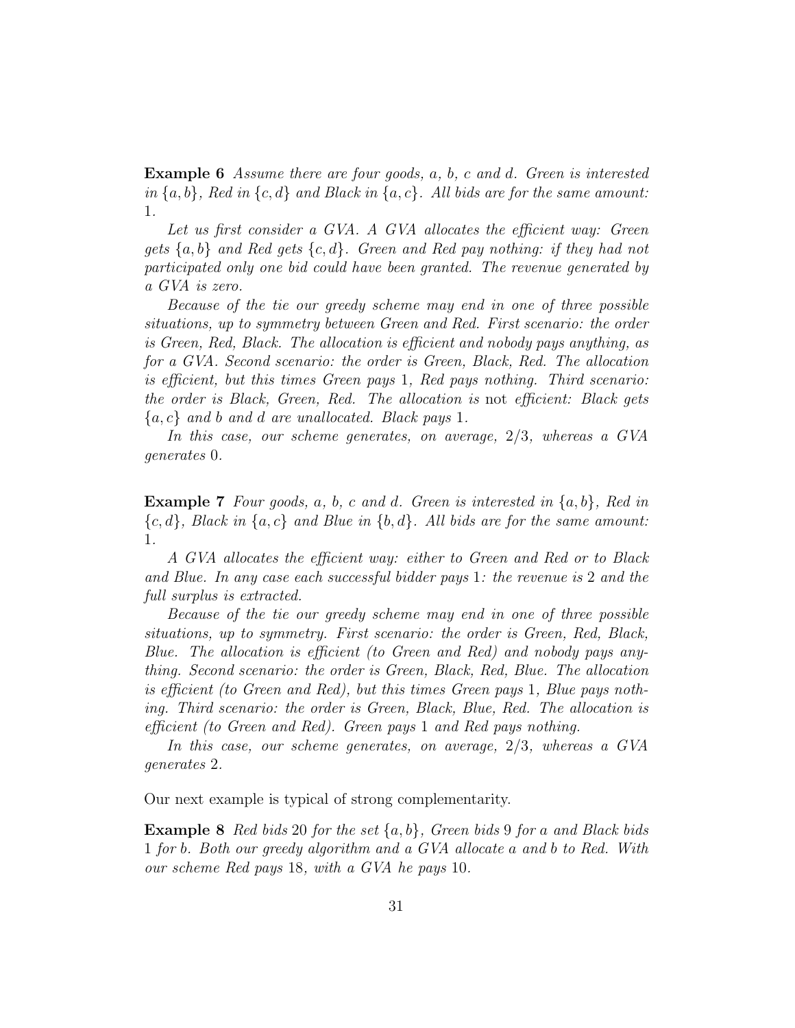**Example 6** *Assume there are four goods, $a$, $b$, $c$ and $d$. Green is interested in $\{a, b\}$, Red in $\{c, d\}$ and Black in $\{a, c\}$. All bids are for the same amount: 1.*

*Let us first consider a GVA. A GVA allocates the efficient way: Green gets $\{a, b\}$ and Red gets $\{c, d\}$. Green and Red pay nothing: if they had not participated only one bid could have been granted. The revenue generated by a GVA is zero.*

*Because of the tie our greedy scheme may end in one of three possible situations, up to symmetry between Green and Red. First scenario: the order is Green, Red, Black. The allocation is efficient and nobody pays anything, as for a GVA. Second scenario: the order is Green, Black, Red. The allocation is efficient, but this times Green pays 1, Red pays nothing. Third scenario: the order is Black, Green, Red. The allocation is* not *efficient: Black gets $\{a, c\}$ and $b$ and $d$ are unallocated. Black pays 1.*

*In this case, our scheme generates, on average, 2/3, whereas a GVA generates 0.*

**Example 7** *Four goods, $a$, $b$, $c$ and $d$. Green is interested in $\{a, b\}$, Red in $\{c, d\}$, Black in $\{a, c\}$ and Blue in $\{b, d\}$. All bids are for the same amount: 1.*

*A GVA allocates the efficient way: either to Green and Red or to Black and Blue. In any case each successful bidder pays 1: the revenue is 2 and the full surplus is extracted.*

*Because of the tie our greedy scheme may end in one of three possible situations, up to symmetry. First scenario: the order is Green, Red, Black, Blue. The allocation is efficient (to Green and Red) and nobody pays anything. Second scenario: the order is Green, Black, Red, Blue. The allocation is efficient (to Green and Red), but this times Green pays 1, Blue pays nothing. Third scenario: the order is Green, Black, Blue, Red. The allocation is efficient (to Green and Red). Green pays 1 and Red pays nothing.*

*In this case, our scheme generates, on average, 2/3, whereas a GVA generates 2.*

Our next example is typical of strong complementarity.

**Example 8** *Red bids 20 for the set $\{a, b\}$, Green bids 9 for $a$ and Black bids 1 for $b$. Both our greedy algorithm and a GVA allocate $a$ and $b$ to Red. With our scheme Red pays 18, with a GVA he pays 10.*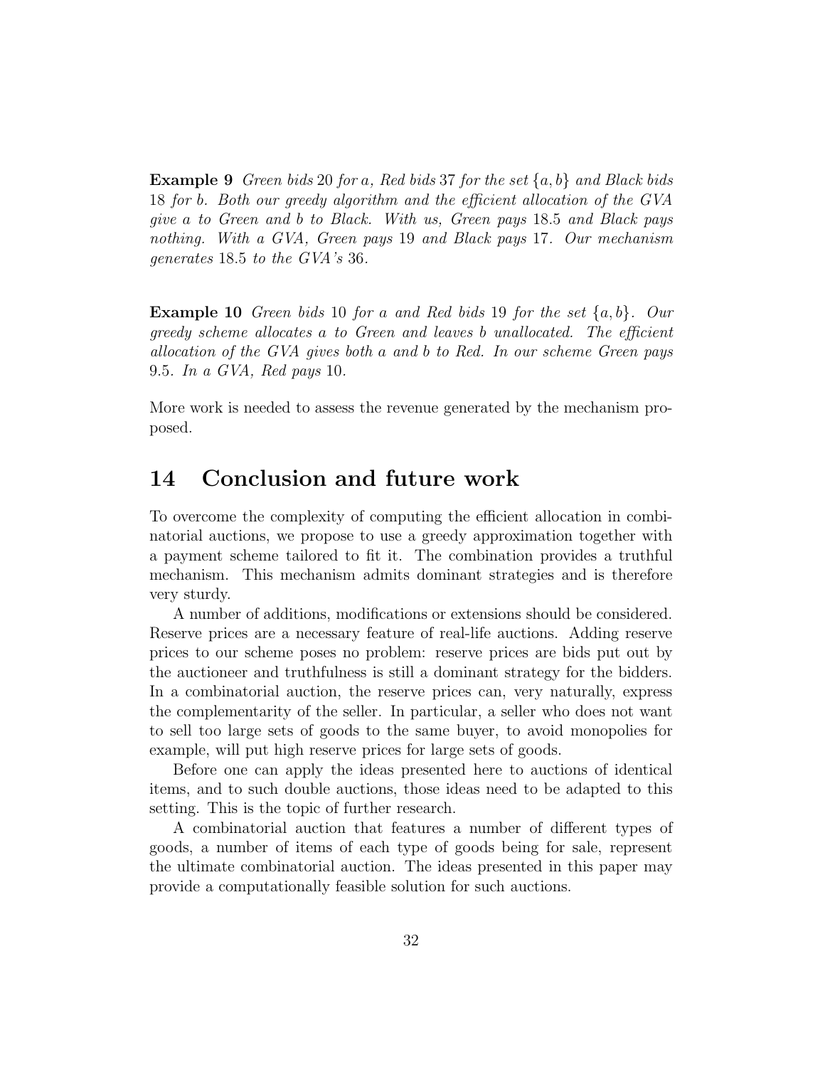**Example 9** *Green bids* 20 *for* $a$*, Red bids* 37 *for the set* $\{a, b\}$ *and Black bids* 18 *for* $b$*. Both our greedy algorithm and the efficient allocation of the GVA give* $a$ *to Green and* $b$ *to Black. With us, Green pays* 18.5 *and Black pays nothing. With a GVA, Green pays* 19 *and Black pays* 17*. Our mechanism generates* 18.5 *to the GVA's* 36*.*

**Example 10** *Green bids* 10 *for* $a$ *and Red bids* 19 *for the set* $\{a, b\}$*. Our greedy scheme allocates* $a$ *to Green and leaves* $b$ *unallocated. The efficient allocation of the GVA gives both* $a$ *and* $b$ *to Red. In our scheme Green pays* 9.5*. In a GVA, Red pays* 10*.*

More work is needed to assess the revenue generated by the mechanism proposed.

# 14 Conclusion and future work

To overcome the complexity of computing the efficient allocation in combinatorial auctions, we propose to use a greedy approximation together with a payment scheme tailored to fit it. The combination provides a truthful mechanism. This mechanism admits dominant strategies and is therefore very sturdy.

A number of additions, modifications or extensions should be considered. Reserve prices are a necessary feature of real-life auctions. Adding reserve prices to our scheme poses no problem: reserve prices are bids put out by the auctioneer and truthfulness is still a dominant strategy for the bidders. In a combinatorial auction, the reserve prices can, very naturally, express the complementarity of the seller. In particular, a seller who does not want to sell too large sets of goods to the same buyer, to avoid monopolies for example, will put high reserve prices for large sets of goods.

Before one can apply the ideas presented here to auctions of identical items, and to such double auctions, those ideas need to be adapted to this setting. This is the topic of further research.

A combinatorial auction that features a number of different types of goods, a number of items of each type of goods being for sale, represent the ultimate combinatorial auction. The ideas presented in this paper may provide a computationally feasible solution for such auctions.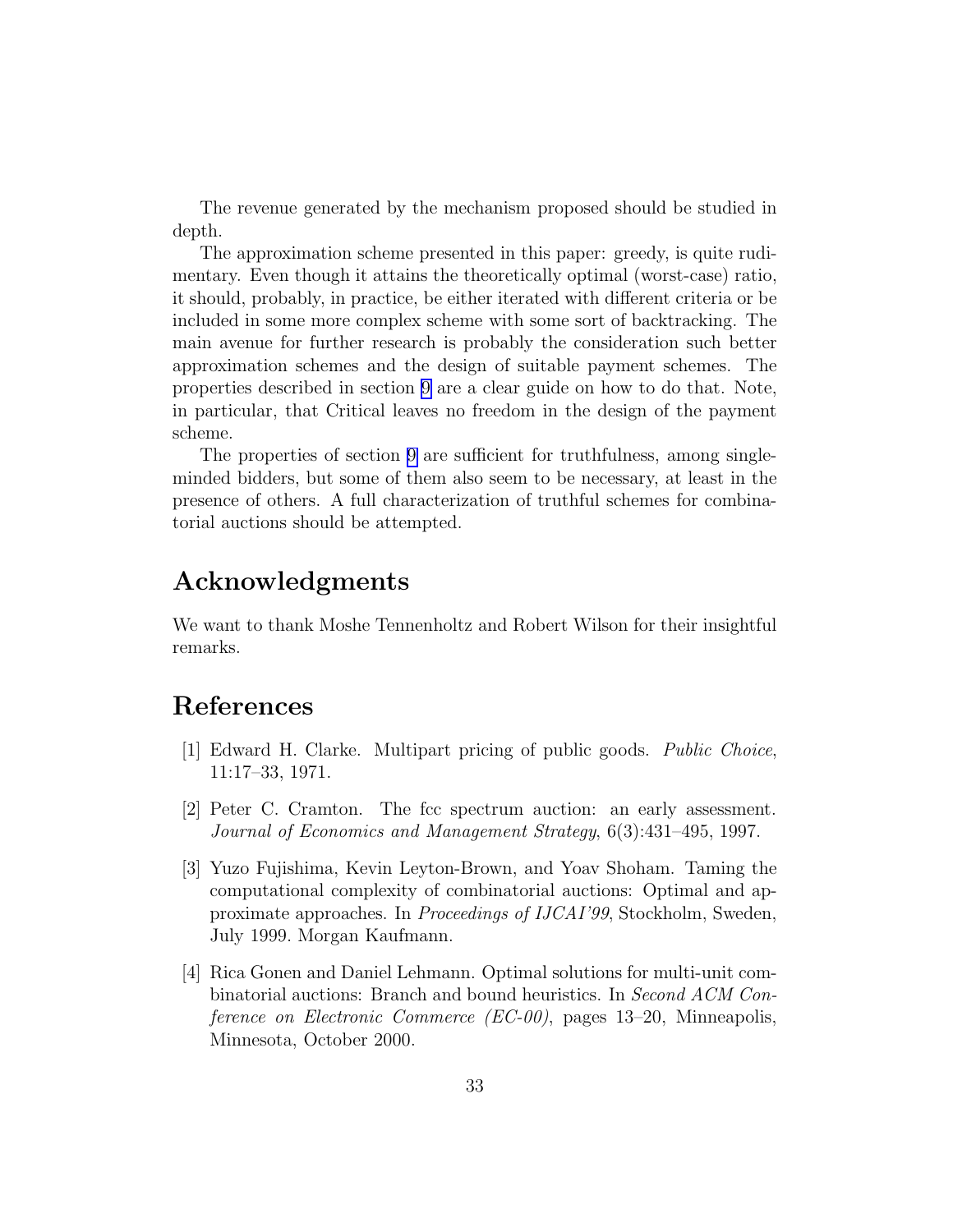The revenue generated by the mechanism proposed should be studied in depth.

The approximation scheme presented in this paper: greedy, is quite rudimentary. Even though it attains the theoretically optimal (worst-case) ratio, it should, probably, in practice, be either iterated with different criteria or be included in some more complex scheme with some sort of backtracking. The main avenue for further research is probably the consideration such better approximation schemes and the design of suitable payment schemes. The properties described in section 9 are a clear guide on how to do that. Note, in particular, that Critical leaves no freedom in the design of the payment scheme.

The properties of section 9 are sufficient for truthfulness, among single-minded bidders, but some of them also seem to be necessary, at least in the presence of others. A full characterization of truthful schemes for combinatorial auctions should be attempted.

# Acknowledgments

We want to thank Moshe Tennenholtz and Robert Wilson for their insightful remarks.

# References

[1] Edward H. Clarke. Multipart pricing of public goods. *Public Choice*, 11:17–33, 1971.

[2] Peter C. Cramton. The fcc spectrum auction: an early assessment. *Journal of Economics and Management Strategy*, 6(3):431–495, 1997.

[3] Yuzo Fujishima, Kevin Leyton-Brown, and Yoav Shoham. Taming the computational complexity of combinatorial auctions: Optimal and approximate approaches. In *Proceedings of IJCAI'99*, Stockholm, Sweden, July 1999. Morgan Kaufmann.

[4] Rica Gonen and Daniel Lehmann. Optimal solutions for multi-unit combinatorial auctions: Branch and bound heuristics. In *Second ACM Conference on Electronic Commerce (EC-00)*, pages 13–20, Minneapolis, Minnesota, October 2000.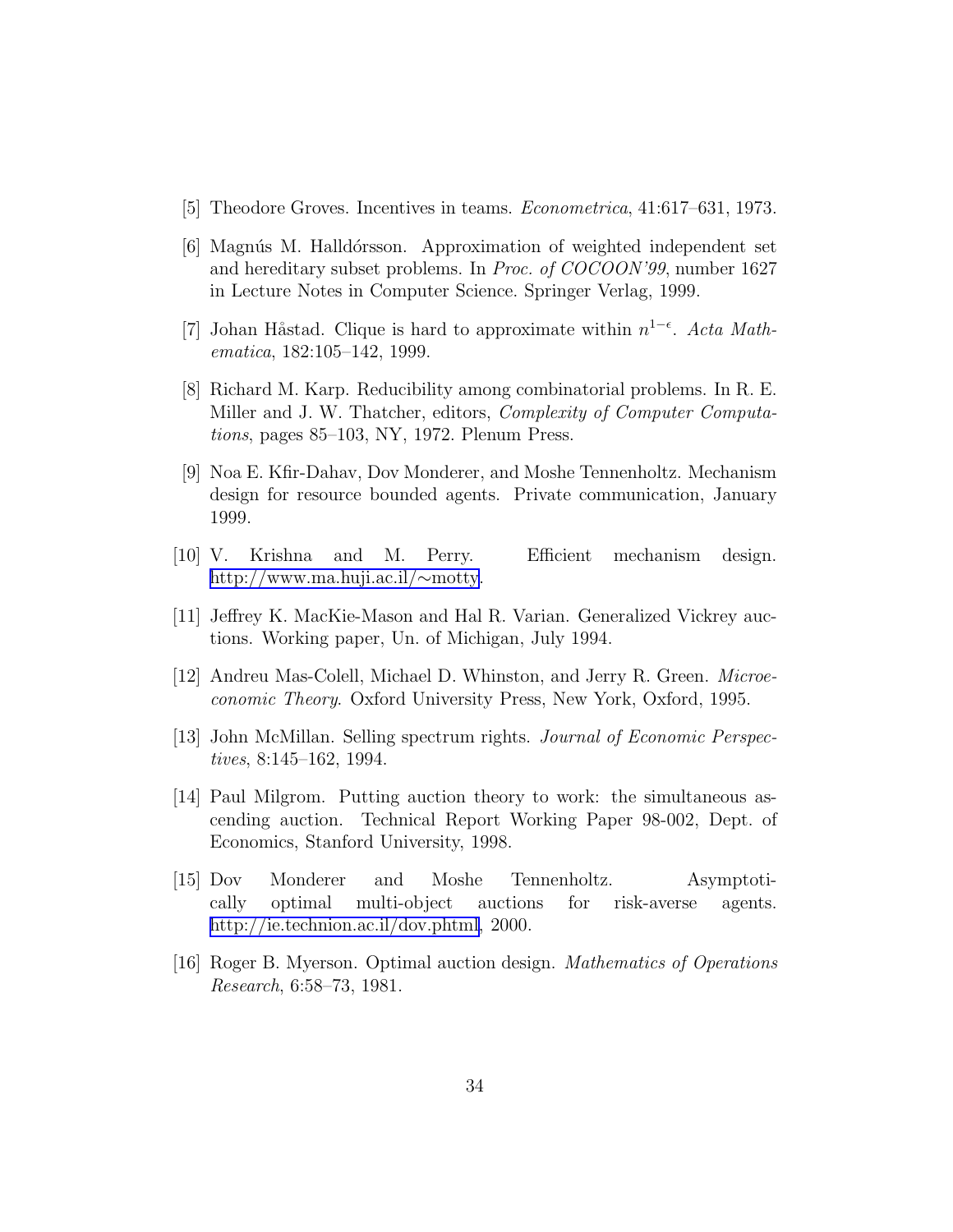[5] Theodore Groves. Incentives in teams. *Econometrica*, 41:617–631, 1973.

[6] Magnús M. Halldórsson. Approximation of weighted independent set and hereditary subset problems. In *Proc. of COCOON'99*, number 1627 in Lecture Notes in Computer Science. Springer Verlag, 1999.

[7] Johan Håstad. Clique is hard to approximate within $n^{1-\epsilon}$. *Acta Mathematica*, 182:105–142, 1999.

[8] Richard M. Karp. Reducibility among combinatorial problems. In R. E. Miller and J. W. Thatcher, editors, *Complexity of Computer Computations*, pages 85–103, NY, 1972. Plenum Press.

[9] Noa E. Kfir-Dahav, Dov Monderer, and Moshe Tennenholtz. Mechanism design for resource bounded agents. Private communication, January 1999.

[10] V. Krishna and M. Perry. Efficient mechanism design. http://www.ma.huji.ac.il/∼motty.

[11] Jeffrey K. MacKie-Mason and Hal R. Varian. Generalized Vickrey auctions. Working paper, Un. of Michigan, July 1994.

[12] Andreu Mas-Colell, Michael D. Whinston, and Jerry R. Green. *Microeconomic Theory*. Oxford University Press, New York, Oxford, 1995.

[13] John McMillan. Selling spectrum rights. *Journal of Economic Perspectives*, 8:145–162, 1994.

[14] Paul Milgrom. Putting auction theory to work: the simultaneous ascending auction. Technical Report Working Paper 98-002, Dept. of Economics, Stanford University, 1998.

[15] Dov Monderer and Moshe Tennenholtz. Asymptotically optimal multi-object auctions for risk-averse agents. http://ie.technion.ac.il/dov.phtml, 2000.

[16] Roger B. Myerson. Optimal auction design. *Mathematics of Operations Research*, 6:58–73, 1981.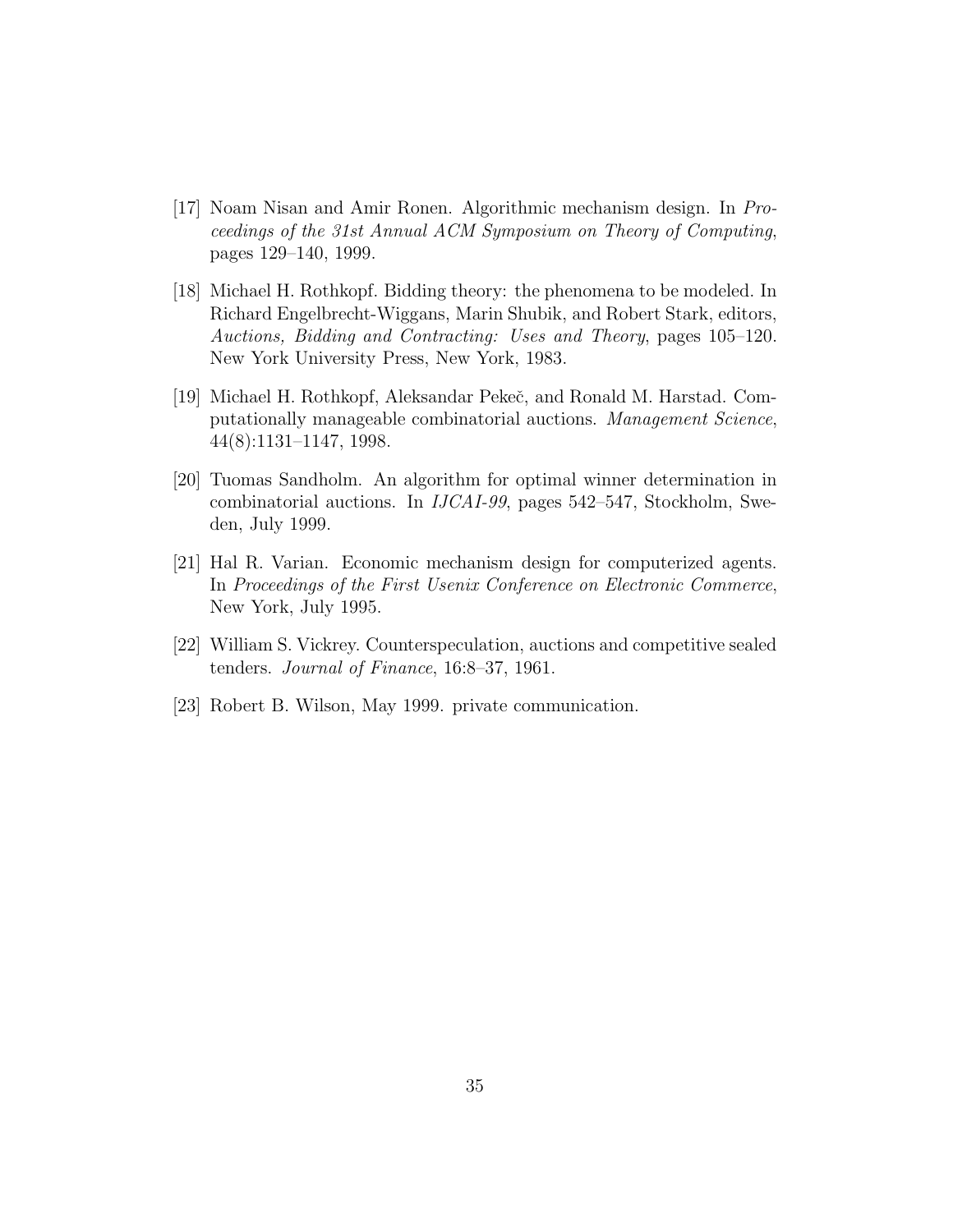[17] Noam Nisan and Amir Ronen. Algorithmic mechanism design. In *Proceedings of the 31st Annual ACM Symposium on Theory of Computing*, pages 129–140, 1999.

[18] Michael H. Rothkopf. Bidding theory: the phenomena to be modeled. In Richard Engelbrecht-Wiggans, Marin Shubik, and Robert Stark, editors, *Auctions, Bidding and Contracting: Uses and Theory*, pages 105–120. New York University Press, New York, 1983.

[19] Michael H. Rothkopf, Aleksandar Pekeč, and Ronald M. Harstad. Computationally manageable combinatorial auctions. *Management Science*, 44(8):1131–1147, 1998.

[20] Tuomas Sandholm. An algorithm for optimal winner determination in combinatorial auctions. In *IJCAI-99*, pages 542–547, Stockholm, Sweden, July 1999.

[21] Hal R. Varian. Economic mechanism design for computerized agents. In *Proceedings of the First Usenix Conference on Electronic Commerce*, New York, July 1995.

[22] William S. Vickrey. Counterspeculation, auctions and competitive sealed tenders. *Journal of Finance*, 16:8–37, 1961.

[23] Robert B. Wilson, May 1999. private communication.